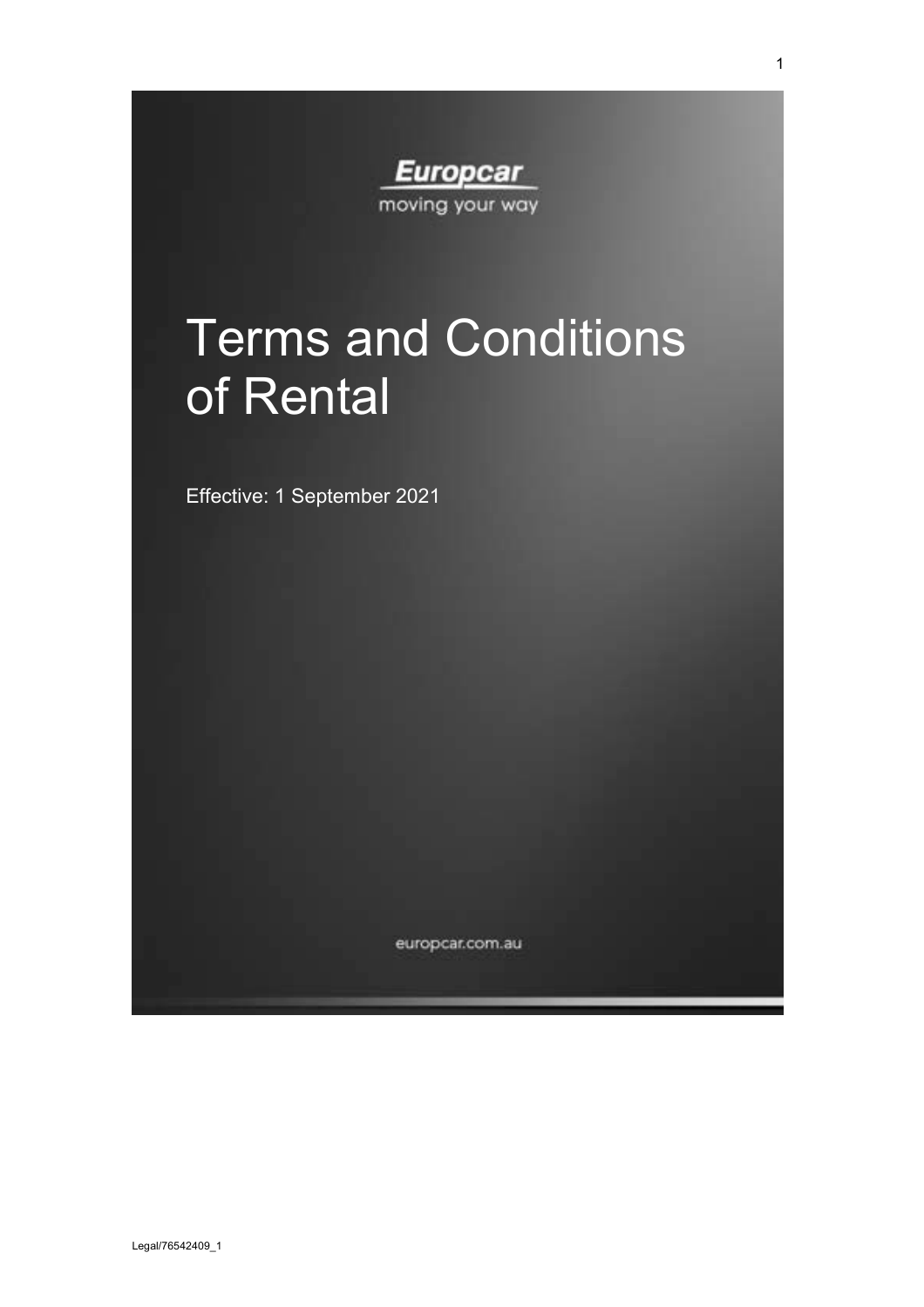Europcar

moving your way

# Terms and Conditions of Rental

Effective: 1 September 2021

europcar.com.au

Legal/76542409_1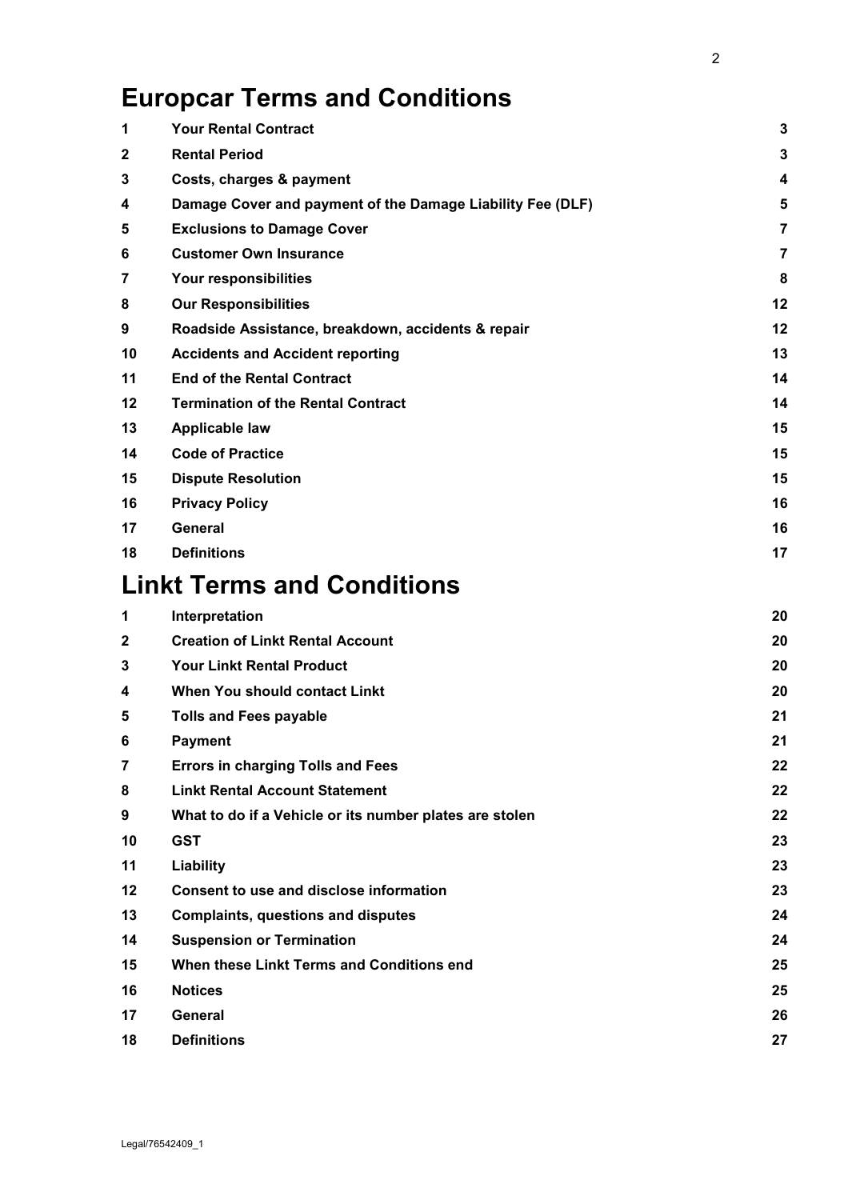# Europcar Terms and Conditions

| | | |
|---|---|---|
| 1 | **Your Rental Contract** | 3 |
| 2 | **Rental Period** | 3 |
| 3 | **Costs, charges & payment** | 4 |
| 4 | **Damage Cover and payment of the Damage Liability Fee (DLF)** | 5 |
| 5 | **Exclusions to Damage Cover** | 7 |
| 6 | **Customer Own Insurance** | 7 |
| 7 | **Your responsibilities** | 8 |
| 8 | **Our Responsibilities** | 12 |
| 9 | **Roadside Assistance, breakdown, accidents & repair** | 12 |
| 10 | **Accidents and Accident reporting** | 13 |
| 11 | **End of the Rental Contract** | 14 |
| 12 | **Termination of the Rental Contract** | 14 |
| 13 | **Applicable law** | 15 |
| 14 | **Code of Practice** | 15 |
| 15 | **Dispute Resolution** | 15 |
| 16 | **Privacy Policy** | 16 |
| 17 | **General** | 16 |
| 18 | **Definitions** | 17 |

# Linkt Terms and Conditions

| | | |
|---|---|---|
| 1 | **Interpretation** | 20 |
| 2 | **Creation of Linkt Rental Account** | 20 |
| 3 | **Your Linkt Rental Product** | 20 |
| 4 | **When You should contact Linkt** | 20 |
| 5 | **Tolls and Fees payable** | 21 |
| 6 | **Payment** | 21 |
| 7 | **Errors in charging Tolls and Fees** | 22 |
| 8 | **Linkt Rental Account Statement** | 22 |
| 9 | **What to do if a Vehicle or its number plates are stolen** | 22 |
| 10 | **GST** | 23 |
| 11 | **Liability** | 23 |
| 12 | **Consent to use and disclose information** | 23 |
| 13 | **Complaints, questions and disputes** | 24 |
| 14 | **Suspension or Termination** | 24 |
| 15 | **When these Linkt Terms and Conditions end** | 25 |
| 16 | **Notices** | 25 |
| 17 | **General** | 26 |
| 18 | **Definitions** | 27 |

Legal/76542409_1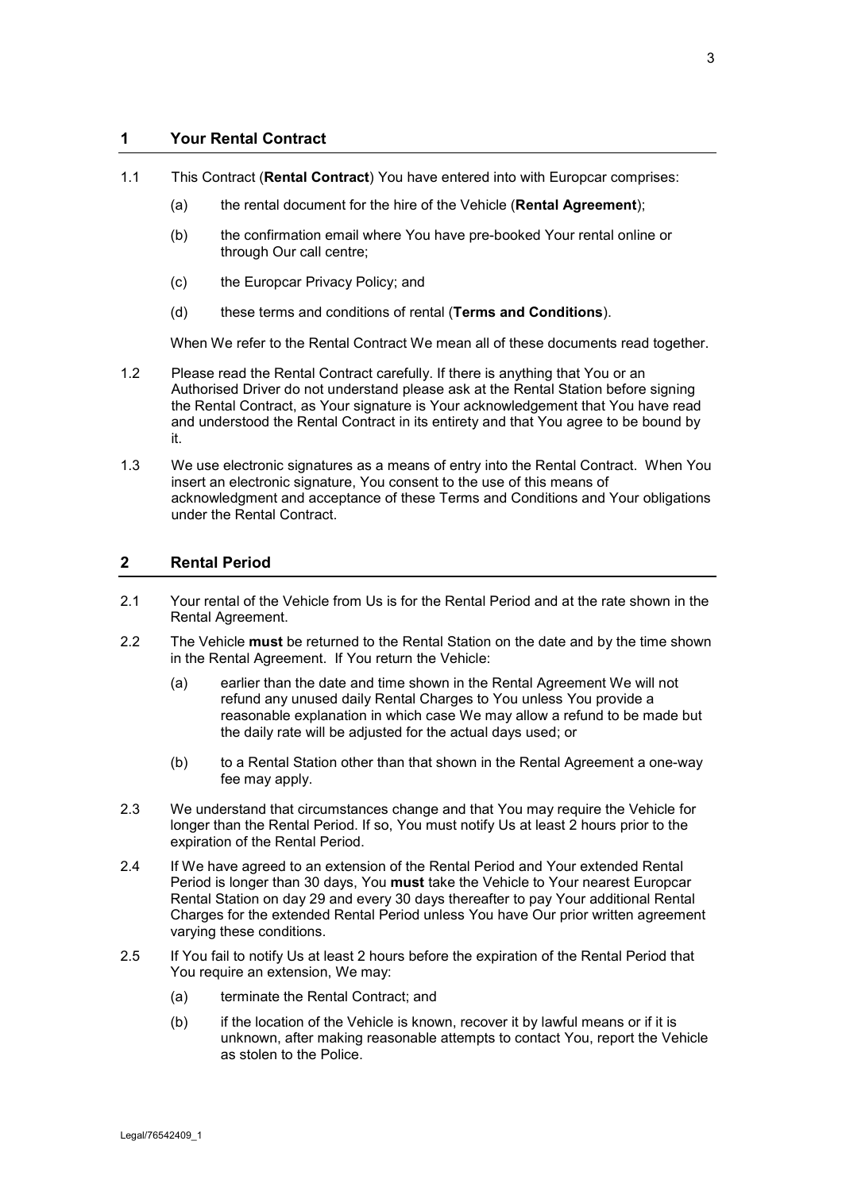## 1 Your Rental Contract

1.1 This Contract (**Rental Contract**) You have entered into with Europcar comprises:

(a) the rental document for the hire of the Vehicle (**Rental Agreement**);

(b) the confirmation email where You have pre-booked Your rental online or through Our call centre;

(c) the Europcar Privacy Policy; and

(d) these terms and conditions of rental (**Terms and Conditions**).

When We refer to the Rental Contract We mean all of these documents read together.

1.2 Please read the Rental Contract carefully. If there is anything that You or an Authorised Driver do not understand please ask at the Rental Station before signing the Rental Contract, as Your signature is Your acknowledgement that You have read and understood the Rental Contract in its entirety and that You agree to be bound by it.

1.3 We use electronic signatures as a means of entry into the Rental Contract. When You insert an electronic signature, You consent to the use of this means of acknowledgment and acceptance of these Terms and Conditions and Your obligations under the Rental Contract.

## 2 Rental Period

2.1 Your rental of the Vehicle from Us is for the Rental Period and at the rate shown in the Rental Agreement.

2.2 The Vehicle **must** be returned to the Rental Station on the date and by the time shown in the Rental Agreement. If You return the Vehicle:

(a) earlier than the date and time shown in the Rental Agreement We will not refund any unused daily Rental Charges to You unless You provide a reasonable explanation in which case We may allow a refund to be made but the daily rate will be adjusted for the actual days used; or

(b) to a Rental Station other than that shown in the Rental Agreement a one-way fee may apply.

2.3 We understand that circumstances change and that You may require the Vehicle for longer than the Rental Period. If so, You must notify Us at least 2 hours prior to the expiration of the Rental Period.

2.4 If We have agreed to an extension of the Rental Period and Your extended Rental Period is longer than 30 days, You **must** take the Vehicle to Your nearest Europcar Rental Station on day 29 and every 30 days thereafter to pay Your additional Rental Charges for the extended Rental Period unless You have Our prior written agreement varying these conditions.

2.5 If You fail to notify Us at least 2 hours before the expiration of the Rental Period that You require an extension, We may:

(a) terminate the Rental Contract; and

(b) if the location of the Vehicle is known, recover it by lawful means or if it is unknown, after making reasonable attempts to contact You, report the Vehicle as stolen to the Police.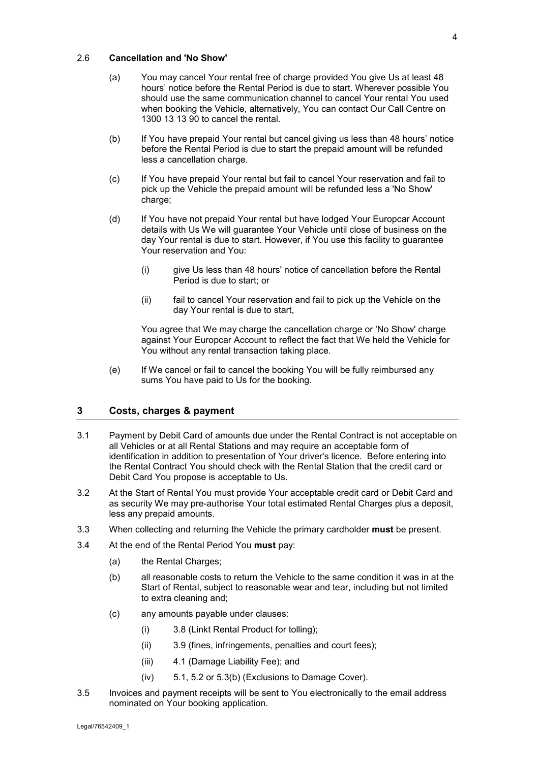### 2.6 **Cancellation and 'No Show'**

(a) You may cancel Your rental free of charge provided You give Us at least 48 hours' notice before the Rental Period is due to start. Wherever possible You should use the same communication channel to cancel Your rental You used when booking the Vehicle, alternatively, You can contact Our Call Centre on 1300 13 13 90 to cancel the rental.

(b) If You have prepaid Your rental but cancel giving us less than 48 hours' notice before the Rental Period is due to start the prepaid amount will be refunded less a cancellation charge.

(c) If You have prepaid Your rental but fail to cancel Your reservation and fail to pick up the Vehicle the prepaid amount will be refunded less a 'No Show' charge;

(d) If You have not prepaid Your rental but have lodged Your Europcar Account details with Us We will guarantee Your Vehicle until close of business on the day Your rental is due to start. However, if You use this facility to guarantee Your reservation and You:

(i) give Us less than 48 hours' notice of cancellation before the Rental Period is due to start; or

(ii) fail to cancel Your reservation and fail to pick up the Vehicle on the day Your rental is due to start,

You agree that We may charge the cancellation charge or 'No Show' charge against Your Europcar Account to reflect the fact that We held the Vehicle for You without any rental transaction taking place.

(e) If We cancel or fail to cancel the booking You will be fully reimbursed any sums You have paid to Us for the booking.

## 3 Costs, charges & payment

3.1 Payment by Debit Card of amounts due under the Rental Contract is not acceptable on all Vehicles or at all Rental Stations and may require an acceptable form of identification in addition to presentation of Your driver's licence. Before entering into the Rental Contract You should check with the Rental Station that the credit card or Debit Card You propose is acceptable to Us.

3.2 At the Start of Rental You must provide Your acceptable credit card or Debit Card and as security We may pre-authorise Your total estimated Rental Charges plus a deposit, less any prepaid amounts.

3.3 When collecting and returning the Vehicle the primary cardholder **must** be present.

3.4 At the end of the Rental Period You **must** pay:

(a) the Rental Charges;

(b) all reasonable costs to return the Vehicle to the same condition it was in at the Start of Rental, subject to reasonable wear and tear, including but not limited to extra cleaning and;

(c) any amounts payable under clauses:

(i) 3.8 (Linkt Rental Product for tolling);

(ii) 3.9 (fines, infringements, penalties and court fees);

(iii) 4.1 (Damage Liability Fee); and

(iv) 5.1, 5.2 or 5.3(b) (Exclusions to Damage Cover).

3.5 Invoices and payment receipts will be sent to You electronically to the email address nominated on Your booking application.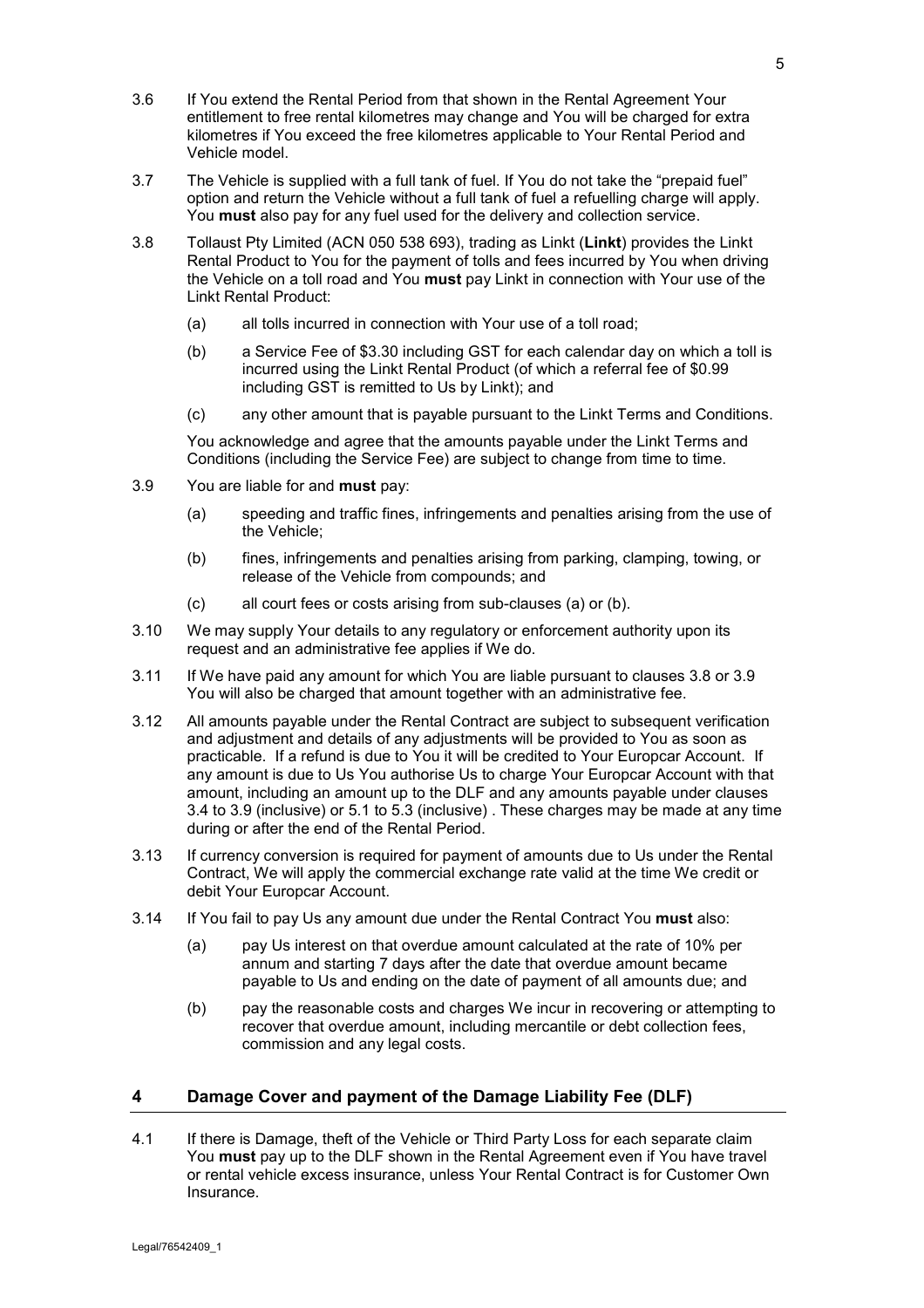3.6 If You extend the Rental Period from that shown in the Rental Agreement Your entitlement to free rental kilometres may change and You will be charged for extra kilometres if You exceed the free kilometres applicable to Your Rental Period and Vehicle model.

3.7 The Vehicle is supplied with a full tank of fuel. If You do not take the "prepaid fuel" option and return the Vehicle without a full tank of fuel a refuelling charge will apply. You **must** also pay for any fuel used for the delivery and collection service.

3.8 Tollaust Pty Limited (ACN 050 538 693), trading as Linkt (**Linkt**) provides the Linkt Rental Product to You for the payment of tolls and fees incurred by You when driving the Vehicle on a toll road and You **must** pay Linkt in connection with Your use of the Linkt Rental Product:

(a) all tolls incurred in connection with Your use of a toll road;

(b) a Service Fee of $3.30 including GST for each calendar day on which a toll is incurred using the Linkt Rental Product (of which a referral fee of $0.99 including GST is remitted to Us by Linkt); and

(c) any other amount that is payable pursuant to the Linkt Terms and Conditions.

You acknowledge and agree that the amounts payable under the Linkt Terms and Conditions (including the Service Fee) are subject to change from time to time.

3.9 You are liable for and **must** pay:

(a) speeding and traffic fines, infringements and penalties arising from the use of the Vehicle;

(b) fines, infringements and penalties arising from parking, clamping, towing, or release of the Vehicle from compounds; and

(c) all court fees or costs arising from sub-clauses (a) or (b).

3.10 We may supply Your details to any regulatory or enforcement authority upon its request and an administrative fee applies if We do.

3.11 If We have paid any amount for which You are liable pursuant to clauses 3.8 or 3.9 You will also be charged that amount together with an administrative fee.

3.12 All amounts payable under the Rental Contract are subject to subsequent verification and adjustment and details of any adjustments will be provided to You as soon as practicable. If a refund is due to You it will be credited to Your Europcar Account. If any amount is due to Us You authorise Us to charge Your Europcar Account with that amount, including an amount up to the DLF and any amounts payable under clauses 3.4 to 3.9 (inclusive) or 5.1 to 5.3 (inclusive) . These charges may be made at any time during or after the end of the Rental Period.

3.13 If currency conversion is required for payment of amounts due to Us under the Rental Contract, We will apply the commercial exchange rate valid at the time We credit or debit Your Europcar Account.

3.14 If You fail to pay Us any amount due under the Rental Contract You **must** also:

(a) pay Us interest on that overdue amount calculated at the rate of 10% per annum and starting 7 days after the date that overdue amount became payable to Us and ending on the date of payment of all amounts due; and

(b) pay the reasonable costs and charges We incur in recovering or attempting to recover that overdue amount, including mercantile or debt collection fees, commission and any legal costs.

## 4 Damage Cover and payment of the Damage Liability Fee (DLF)

4.1 If there is Damage, theft of the Vehicle or Third Party Loss for each separate claim You **must** pay up to the DLF shown in the Rental Agreement even if You have travel or rental vehicle excess insurance, unless Your Rental Contract is for Customer Own Insurance.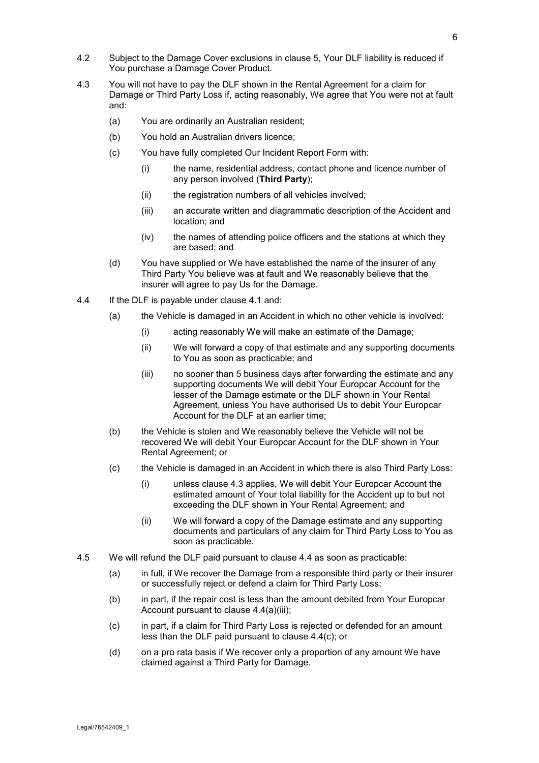4.2 Subject to the Damage Cover exclusions in clause 5, Your DLF liability is reduced if You purchase a Damage Cover Product.

4.3 You will not have to pay the DLF shown in the Rental Agreement for a claim for Damage or Third Party Loss if, acting reasonably, We agree that You were not at fault and:

(a) You are ordinarily an Australian resident;

(b) You hold an Australian drivers licence;

(c) You have fully completed Our Incident Report Form with:

(i) the name, residential address, contact phone and licence number of any person involved (**Third Party**);

(ii) the registration numbers of all vehicles involved;

(iii) an accurate written and diagrammatic description of the Accident and location; and

(iv) the names of attending police officers and the stations at which they are based; and

(d) You have supplied or We have established the name of the insurer of any Third Party You believe was at fault and We reasonably believe that the insurer will agree to pay Us for the Damage.

4.4 If the DLF is payable under clause 4.1 and:

(a) the Vehicle is damaged in an Accident in which no other vehicle is involved:

(i) acting reasonably We will make an estimate of the Damage;

(ii) We will forward a copy of that estimate and any supporting documents to You as soon as practicable; and

(iii) no sooner than 5 business days after forwarding the estimate and any supporting documents We will debit Your Europcar Account for the lesser of the Damage estimate or the DLF shown in Your Rental Agreement, unless You have authorised Us to debit Your Europcar Account for the DLF at an earlier time;

(b) the Vehicle is stolen and We reasonably believe the Vehicle will not be recovered We will debit Your Europcar Account for the DLF shown in Your Rental Agreement; or

(c) the Vehicle is damaged in an Accident in which there is also Third Party Loss:

(i) unless clause 4.3 applies, We will debit Your Europcar Account the estimated amount of Your total liability for the Accident up to but not exceeding the DLF shown in Your Rental Agreement; and

(ii) We will forward a copy of the Damage estimate and any supporting documents and particulars of any claim for Third Party Loss to You as soon as practicable.

4.5 We will refund the DLF paid pursuant to clause 4.4 as soon as practicable:

(a) in full, if We recover the Damage from a responsible third party or their insurer or successfully reject or defend a claim for Third Party Loss;

(b) in part, if the repair cost is less than the amount debited from Your Europcar Account pursuant to clause 4.4(a)(iii);

(c) in part, if a claim for Third Party Loss is rejected or defended for an amount less than the DLF paid pursuant to clause 4.4(c); or

(d) on a pro rata basis if We recover only a proportion of any amount We have claimed against a Third Party for Damage.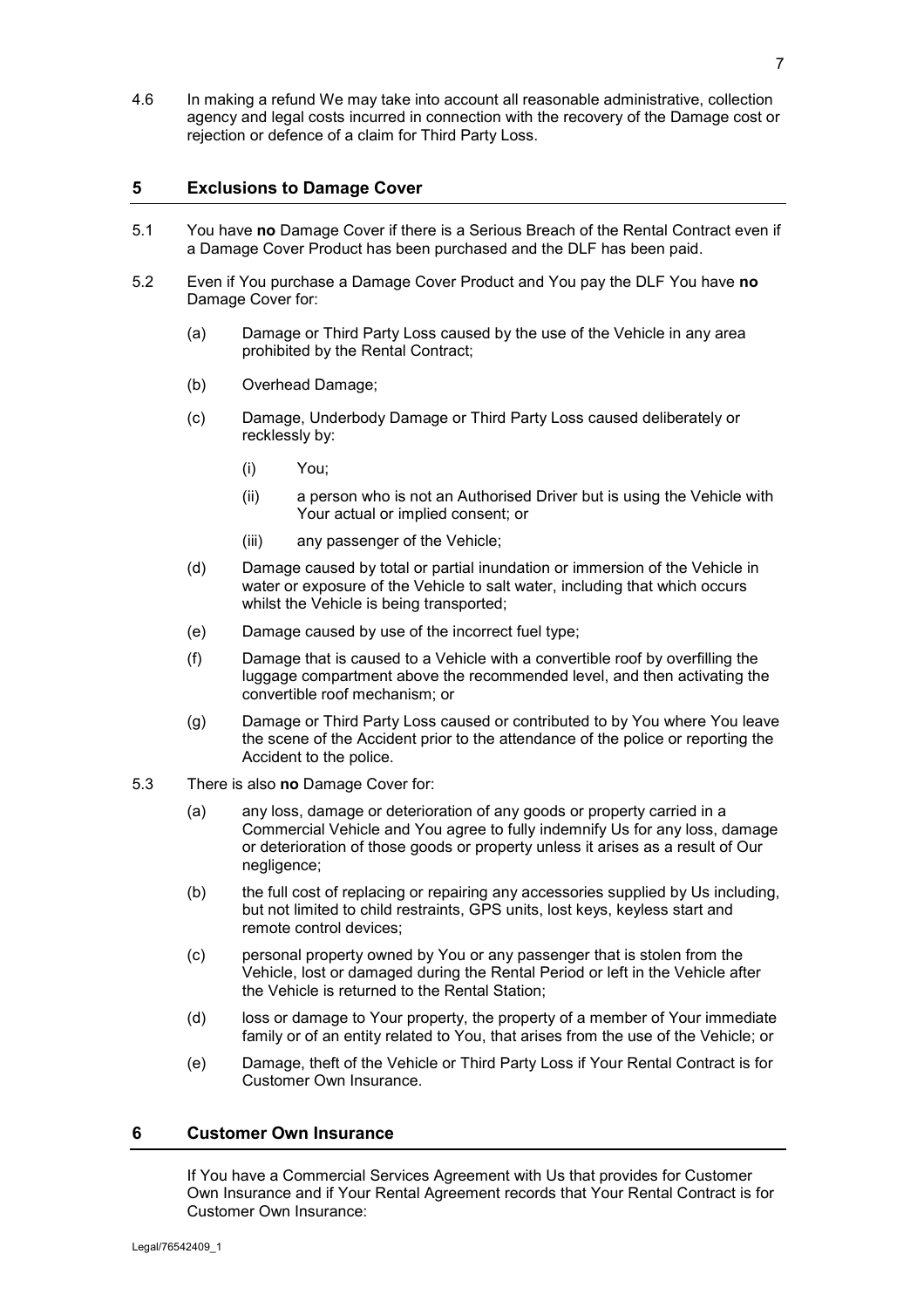4.6 In making a refund We may take into account all reasonable administrative, collection agency and legal costs incurred in connection with the recovery of the Damage cost or rejection or defence of a claim for Third Party Loss.

## 5 Exclusions to Damage Cover

5.1 You have **no** Damage Cover if there is a Serious Breach of the Rental Contract even if a Damage Cover Product has been purchased and the DLF has been paid.

5.2 Even if You purchase a Damage Cover Product and You pay the DLF You have **no** Damage Cover for:

(a) Damage or Third Party Loss caused by the use of the Vehicle in any area prohibited by the Rental Contract;

(b) Overhead Damage;

(c) Damage, Underbody Damage or Third Party Loss caused deliberately or recklessly by:

(i) You;

(ii) a person who is not an Authorised Driver but is using the Vehicle with Your actual or implied consent; or

(iii) any passenger of the Vehicle;

(d) Damage caused by total or partial inundation or immersion of the Vehicle in water or exposure of the Vehicle to salt water, including that which occurs whilst the Vehicle is being transported;

(e) Damage caused by use of the incorrect fuel type;

(f) Damage that is caused to a Vehicle with a convertible roof by overfilling the luggage compartment above the recommended level, and then activating the convertible roof mechanism; or

(g) Damage or Third Party Loss caused or contributed to by You where You leave the scene of the Accident prior to the attendance of the police or reporting the Accident to the police.

5.3 There is also **no** Damage Cover for:

(a) any loss, damage or deterioration of any goods or property carried in a Commercial Vehicle and You agree to fully indemnify Us for any loss, damage or deterioration of those goods or property unless it arises as a result of Our negligence;

(b) the full cost of replacing or repairing any accessories supplied by Us including, but not limited to child restraints, GPS units, lost keys, keyless start and remote control devices;

(c) personal property owned by You or any passenger that is stolen from the Vehicle, lost or damaged during the Rental Period or left in the Vehicle after the Vehicle is returned to the Rental Station;

(d) loss or damage to Your property, the property of a member of Your immediate family or of an entity related to You, that arises from the use of the Vehicle; or

(e) Damage, theft of the Vehicle or Third Party Loss if Your Rental Contract is for Customer Own Insurance.

## 6 Customer Own Insurance

If You have a Commercial Services Agreement with Us that provides for Customer Own Insurance and if Your Rental Agreement records that Your Rental Contract is for Customer Own Insurance: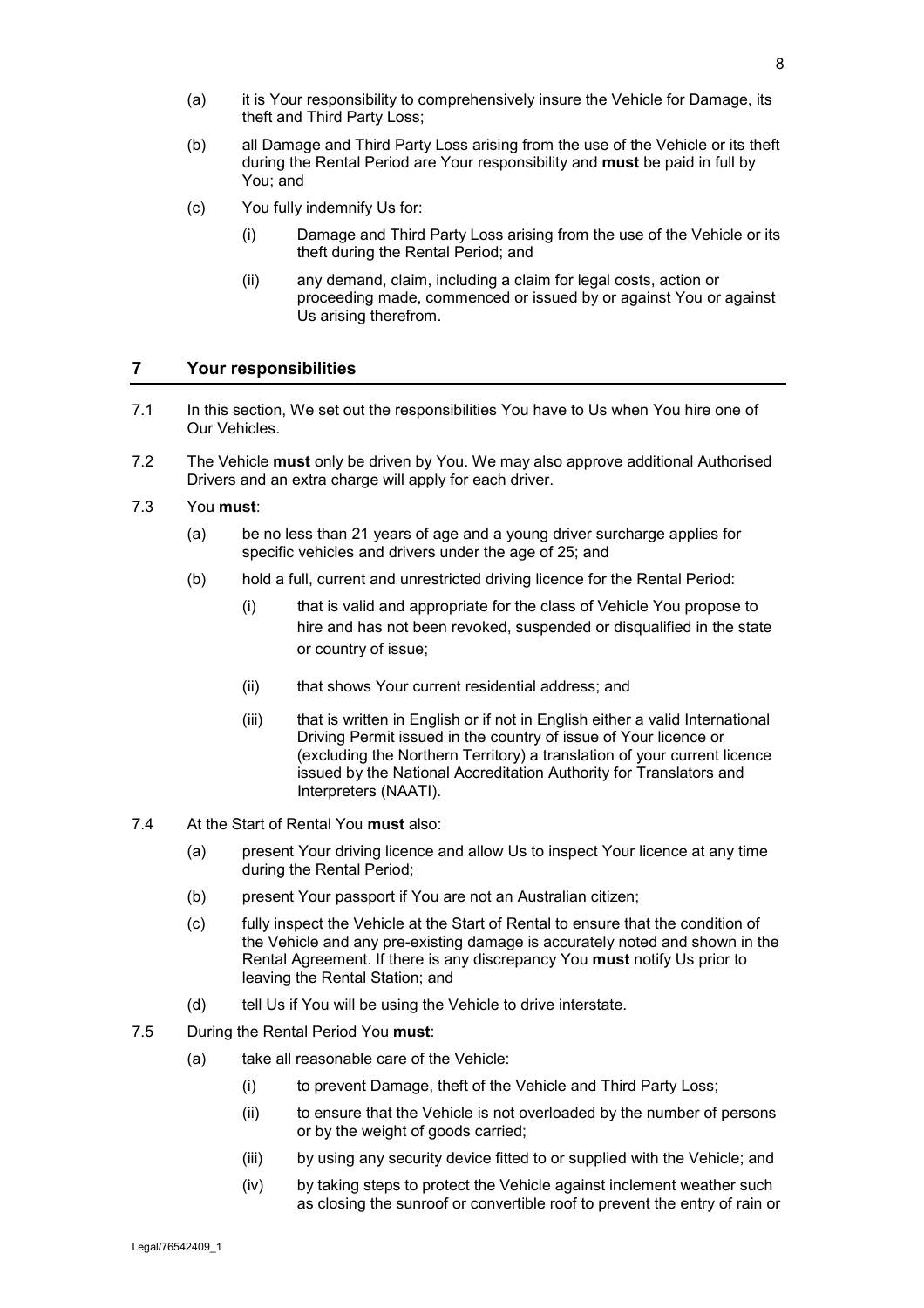(a) it is Your responsibility to comprehensively insure the Vehicle for Damage, its theft and Third Party Loss;

(b) all Damage and Third Party Loss arising from the use of the Vehicle or its theft during the Rental Period are Your responsibility and **must** be paid in full by You; and

(c) You fully indemnify Us for:

   (i) Damage and Third Party Loss arising from the use of the Vehicle or its theft during the Rental Period; and

   (ii) any demand, claim, including a claim for legal costs, action or proceeding made, commenced or issued by or against You or against Us arising therefrom.

## 7 Your responsibilities

7.1 In this section, We set out the responsibilities You have to Us when You hire one of Our Vehicles.

7.2 The Vehicle **must** only be driven by You. We may also approve additional Authorised Drivers and an extra charge will apply for each driver.

7.3 You **must**:

(a) be no less than 21 years of age and a young driver surcharge applies for specific vehicles and drivers under the age of 25; and

(b) hold a full, current and unrestricted driving licence for the Rental Period:

   (i) that is valid and appropriate for the class of Vehicle You propose to hire and has not been revoked, suspended or disqualified in the state or country of issue;

   (ii) that shows Your current residential address; and

   (iii) that is written in English or if not in English either a valid International Driving Permit issued in the country of issue of Your licence or (excluding the Northern Territory) a translation of your current licence issued by the National Accreditation Authority for Translators and Interpreters (NAATI).

7.4 At the Start of Rental You **must** also:

(a) present Your driving licence and allow Us to inspect Your licence at any time during the Rental Period;

(b) present Your passport if You are not an Australian citizen;

(c) fully inspect the Vehicle at the Start of Rental to ensure that the condition of the Vehicle and any pre-existing damage is accurately noted and shown in the Rental Agreement. If there is any discrepancy You **must** notify Us prior to leaving the Rental Station; and

(d) tell Us if You will be using the Vehicle to drive interstate.

7.5 During the Rental Period You **must**:

(a) take all reasonable care of the Vehicle:

   (i) to prevent Damage, theft of the Vehicle and Third Party Loss;

   (ii) to ensure that the Vehicle is not overloaded by the number of persons or by the weight of goods carried;

   (iii) by using any security device fitted to or supplied with the Vehicle; and

   (iv) by taking steps to protect the Vehicle against inclement weather such as closing the sunroof or convertible roof to prevent the entry of rain or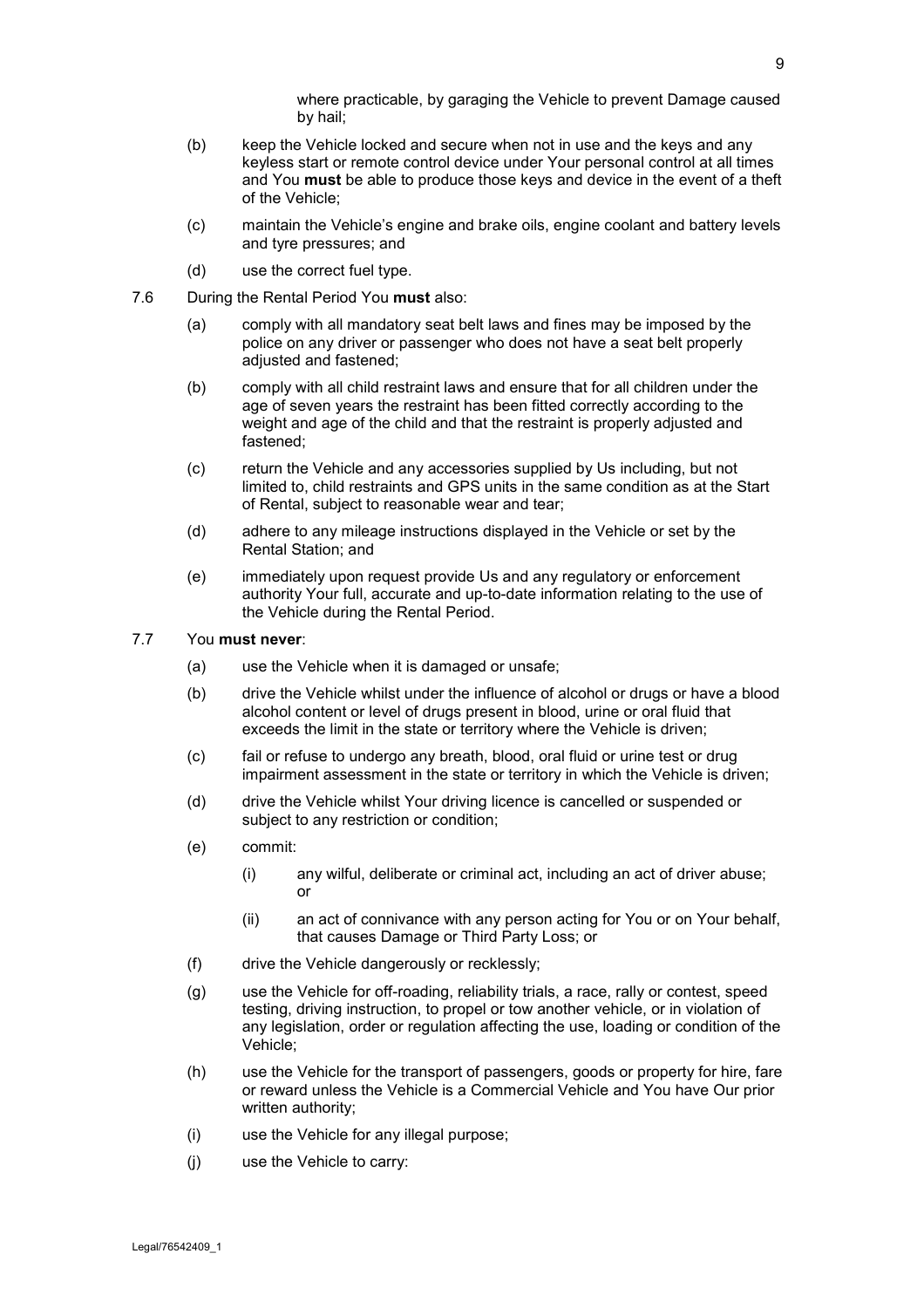where practicable, by garaging the Vehicle to prevent Damage caused by hail;

(b) keep the Vehicle locked and secure when not in use and the keys and any keyless start or remote control device under Your personal control at all times and You **must** be able to produce those keys and device in the event of a theft of the Vehicle;

(c) maintain the Vehicle's engine and brake oils, engine coolant and battery levels and tyre pressures; and

(d) use the correct fuel type.

7.6 During the Rental Period You **must** also:

(a) comply with all mandatory seat belt laws and fines may be imposed by the police on any driver or passenger who does not have a seat belt properly adjusted and fastened;

(b) comply with all child restraint laws and ensure that for all children under the age of seven years the restraint has been fitted correctly according to the weight and age of the child and that the restraint is properly adjusted and fastened;

(c) return the Vehicle and any accessories supplied by Us including, but not limited to, child restraints and GPS units in the same condition as at the Start of Rental, subject to reasonable wear and tear;

(d) adhere to any mileage instructions displayed in the Vehicle or set by the Rental Station; and

(e) immediately upon request provide Us and any regulatory or enforcement authority Your full, accurate and up-to-date information relating to the use of the Vehicle during the Rental Period.

7.7 You **must never**:

(a) use the Vehicle when it is damaged or unsafe;

(b) drive the Vehicle whilst under the influence of alcohol or drugs or have a blood alcohol content or level of drugs present in blood, urine or oral fluid that exceeds the limit in the state or territory where the Vehicle is driven;

(c) fail or refuse to undergo any breath, blood, oral fluid or urine test or drug impairment assessment in the state or territory in which the Vehicle is driven;

(d) drive the Vehicle whilst Your driving licence is cancelled or suspended or subject to any restriction or condition;

(e) commit:

(i) any wilful, deliberate or criminal act, including an act of driver abuse; or

(ii) an act of connivance with any person acting for You or on Your behalf, that causes Damage or Third Party Loss; or

(f) drive the Vehicle dangerously or recklessly;

(g) use the Vehicle for off-roading, reliability trials, a race, rally or contest, speed testing, driving instruction, to propel or tow another vehicle, or in violation of any legislation, order or regulation affecting the use, loading or condition of the Vehicle;

(h) use the Vehicle for the transport of passengers, goods or property for hire, fare or reward unless the Vehicle is a Commercial Vehicle and You have Our prior written authority;

(i) use the Vehicle for any illegal purpose;

(j) use the Vehicle to carry: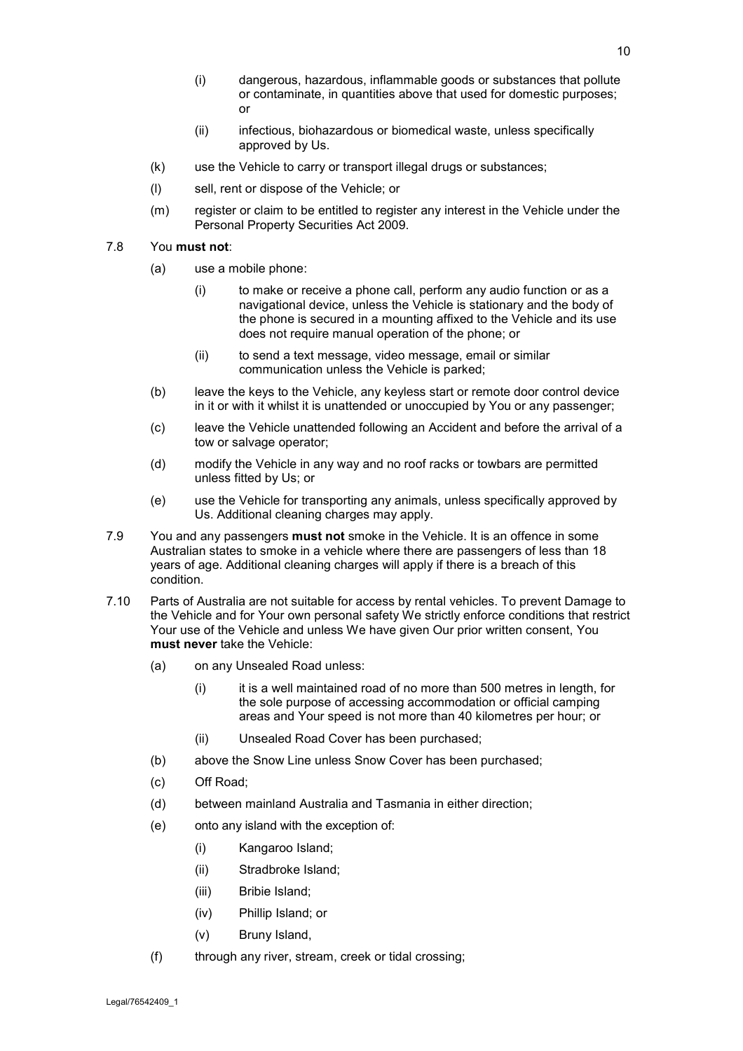(i) dangerous, hazardous, inflammable goods or substances that pollute or contaminate, in quantities above that used for domestic purposes; or

(ii) infectious, biohazardous or biomedical waste, unless specifically approved by Us.

(k) use the Vehicle to carry or transport illegal drugs or substances;

(l) sell, rent or dispose of the Vehicle; or

(m) register or claim to be entitled to register any interest in the Vehicle under the Personal Property Securities Act 2009.

7.8 You **must not**:

(a) use a mobile phone:

(i) to make or receive a phone call, perform any audio function or as a navigational device, unless the Vehicle is stationary and the body of the phone is secured in a mounting affixed to the Vehicle and its use does not require manual operation of the phone; or

(ii) to send a text message, video message, email or similar communication unless the Vehicle is parked;

(b) leave the keys to the Vehicle, any keyless start or remote door control device in it or with it whilst it is unattended or unoccupied by You or any passenger;

(c) leave the Vehicle unattended following an Accident and before the arrival of a tow or salvage operator;

(d) modify the Vehicle in any way and no roof racks or towbars are permitted unless fitted by Us; or

(e) use the Vehicle for transporting any animals, unless specifically approved by Us. Additional cleaning charges may apply.

7.9 You and any passengers **must not** smoke in the Vehicle. It is an offence in some Australian states to smoke in a vehicle where there are passengers of less than 18 years of age. Additional cleaning charges will apply if there is a breach of this condition.

7.10 Parts of Australia are not suitable for access by rental vehicles. To prevent Damage to the Vehicle and for Your own personal safety We strictly enforce conditions that restrict Your use of the Vehicle and unless We have given Our prior written consent, You **must never** take the Vehicle:

(a) on any Unsealed Road unless:

(i) it is a well maintained road of no more than 500 metres in length, for the sole purpose of accessing accommodation or official camping areas and Your speed is not more than 40 kilometres per hour; or

(ii) Unsealed Road Cover has been purchased;

(b) above the Snow Line unless Snow Cover has been purchased;

(c) Off Road;

(d) between mainland Australia and Tasmania in either direction;

(e) onto any island with the exception of:

(i) Kangaroo Island;

(ii) Stradbroke Island;

(iii) Bribie Island;

(iv) Phillip Island; or

(v) Bruny Island,

(f) through any river, stream, creek or tidal crossing;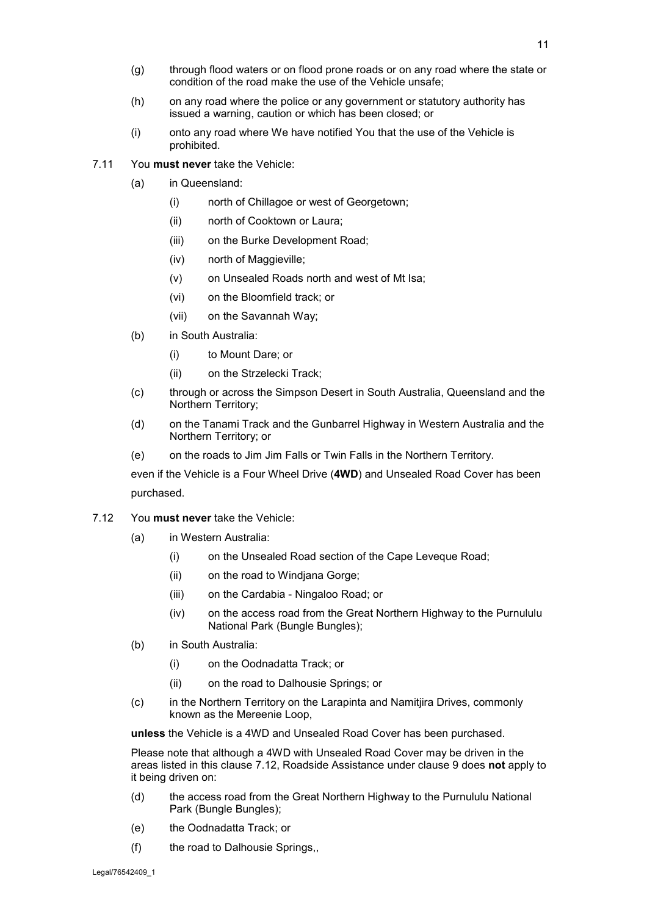(g) through flood waters or on flood prone roads or on any road where the state or condition of the road make the use of the Vehicle unsafe;

(h) on any road where the police or any government or statutory authority has issued a warning, caution or which has been closed; or

(i) onto any road where We have notified You that the use of the Vehicle is prohibited.

7.11 You **must never** take the Vehicle:

(a) in Queensland:

(i) north of Chillagoe or west of Georgetown;

(ii) north of Cooktown or Laura;

(iii) on the Burke Development Road;

(iv) north of Maggieville;

(v) on Unsealed Roads north and west of Mt Isa;

(vi) on the Bloomfield track; or

(vii) on the Savannah Way;

(b) in South Australia:

(i) to Mount Dare; or

(ii) on the Strzelecki Track;

(c) through or across the Simpson Desert in South Australia, Queensland and the Northern Territory;

(d) on the Tanami Track and the Gunbarrel Highway in Western Australia and the Northern Territory; or

(e) on the roads to Jim Jim Falls or Twin Falls in the Northern Territory.

even if the Vehicle is a Four Wheel Drive (**4WD**) and Unsealed Road Cover has been purchased.

7.12 You **must never** take the Vehicle:

(a) in Western Australia:

(i) on the Unsealed Road section of the Cape Leveque Road;

(ii) on the road to Windjana Gorge;

(iii) on the Cardabia - Ningaloo Road; or

(iv) on the access road from the Great Northern Highway to the Purnululu National Park (Bungle Bungles);

(b) in South Australia:

(i) on the Oodnadatta Track; or

(ii) on the road to Dalhousie Springs; or

(c) in the Northern Territory on the Larapinta and Namitjira Drives, commonly known as the Mereenie Loop,

**unless** the Vehicle is a 4WD and Unsealed Road Cover has been purchased.

Please note that although a 4WD with Unsealed Road Cover may be driven in the areas listed in this clause 7.12, Roadside Assistance under clause 9 does **not** apply to it being driven on:

(d) the access road from the Great Northern Highway to the Purnululu National Park (Bungle Bungles);

(e) the Oodnadatta Track; or

(f) the road to Dalhousie Springs,,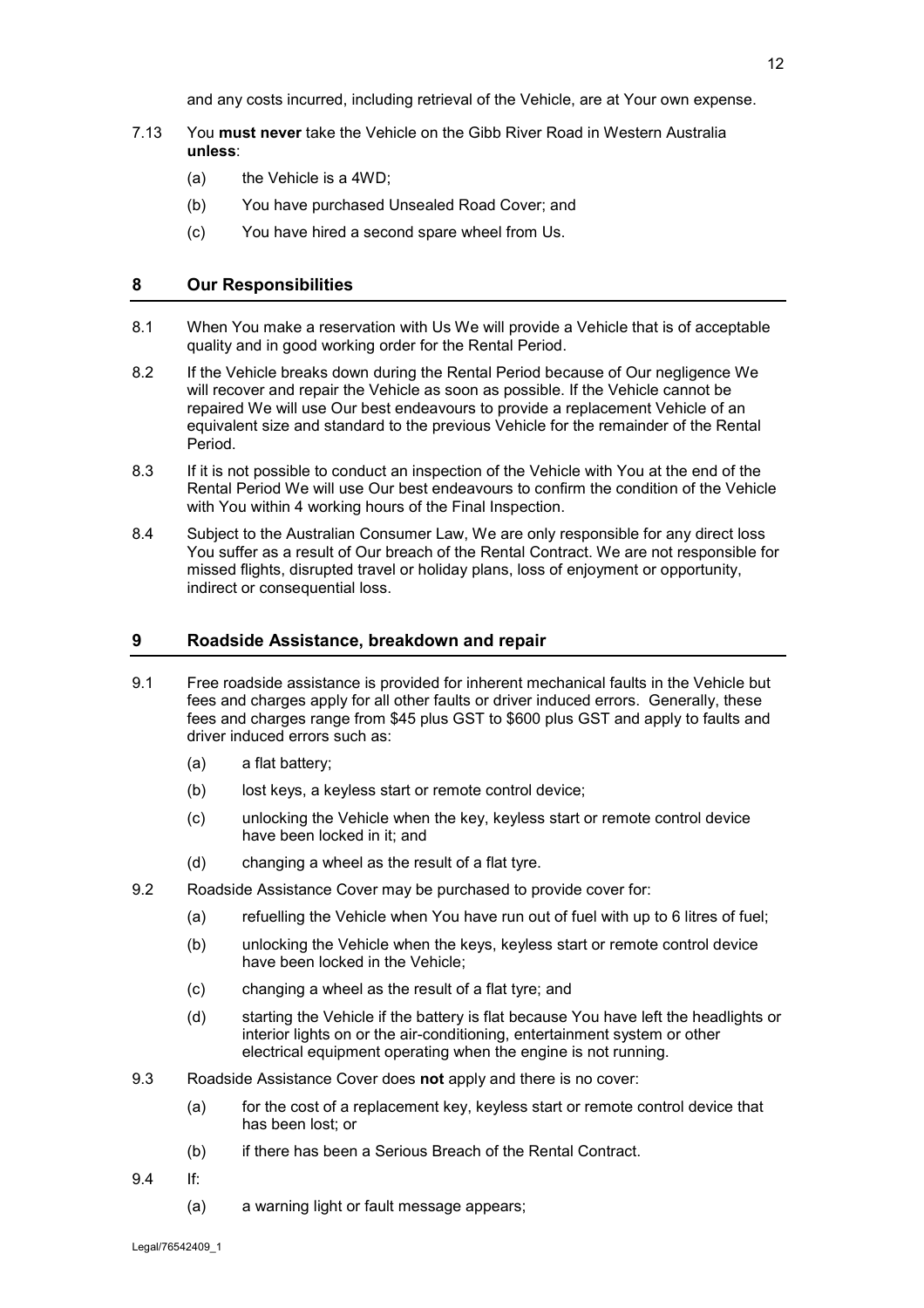and any costs incurred, including retrieval of the Vehicle, are at Your own expense.

7.13 You **must never** take the Vehicle on the Gibb River Road in Western Australia **unless**:

(a) the Vehicle is a 4WD;

(b) You have purchased Unsealed Road Cover; and

(c) You have hired a second spare wheel from Us.

## 8 Our Responsibilities

8.1 When You make a reservation with Us We will provide a Vehicle that is of acceptable quality and in good working order for the Rental Period.

8.2 If the Vehicle breaks down during the Rental Period because of Our negligence We will recover and repair the Vehicle as soon as possible. If the Vehicle cannot be repaired We will use Our best endeavours to provide a replacement Vehicle of an equivalent size and standard to the previous Vehicle for the remainder of the Rental Period.

8.3 If it is not possible to conduct an inspection of the Vehicle with You at the end of the Rental Period We will use Our best endeavours to confirm the condition of the Vehicle with You within 4 working hours of the Final Inspection.

8.4 Subject to the Australian Consumer Law, We are only responsible for any direct loss You suffer as a result of Our breach of the Rental Contract. We are not responsible for missed flights, disrupted travel or holiday plans, loss of enjoyment or opportunity, indirect or consequential loss.

## 9 Roadside Assistance, breakdown and repair

9.1 Free roadside assistance is provided for inherent mechanical faults in the Vehicle but fees and charges apply for all other faults or driver induced errors. Generally, these fees and charges range from $45 plus GST to $600 plus GST and apply to faults and driver induced errors such as:

(a) a flat battery;

(b) lost keys, a keyless start or remote control device;

(c) unlocking the Vehicle when the key, keyless start or remote control device have been locked in it; and

(d) changing a wheel as the result of a flat tyre.

9.2 Roadside Assistance Cover may be purchased to provide cover for:

(a) refuelling the Vehicle when You have run out of fuel with up to 6 litres of fuel;

(b) unlocking the Vehicle when the keys, keyless start or remote control device have been locked in the Vehicle;

(c) changing a wheel as the result of a flat tyre; and

(d) starting the Vehicle if the battery is flat because You have left the headlights or interior lights on or the air-conditioning, entertainment system or other electrical equipment operating when the engine is not running.

9.3 Roadside Assistance Cover does **not** apply and there is no cover:

(a) for the cost of a replacement key, keyless start or remote control device that has been lost; or

(b) if there has been a Serious Breach of the Rental Contract.

9.4 If:

(a) a warning light or fault message appears;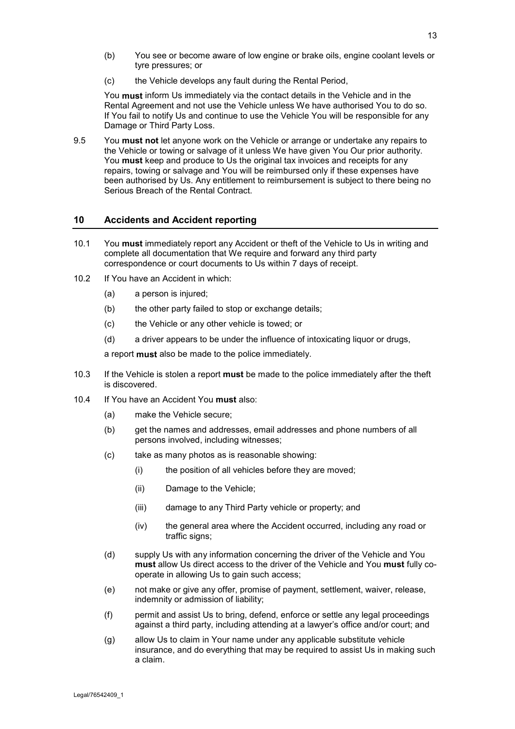(b) You see or become aware of low engine or brake oils, engine coolant levels or tyre pressures; or

(c) the Vehicle develops any fault during the Rental Period,

You **must** inform Us immediately via the contact details in the Vehicle and in the Rental Agreement and not use the Vehicle unless We have authorised You to do so. If You fail to notify Us and continue to use the Vehicle You will be responsible for any Damage or Third Party Loss.

9.5 You **must not** let anyone work on the Vehicle or arrange or undertake any repairs to the Vehicle or towing or salvage of it unless We have given You Our prior authority. You **must** keep and produce to Us the original tax invoices and receipts for any repairs, towing or salvage and You will be reimbursed only if these expenses have been authorised by Us. Any entitlement to reimbursement is subject to there being no Serious Breach of the Rental Contract.

## 10 Accidents and Accident reporting

10.1 You **must** immediately report any Accident or theft of the Vehicle to Us in writing and complete all documentation that We require and forward any third party correspondence or court documents to Us within 7 days of receipt.

10.2 If You have an Accident in which:

(a) a person is injured;

(b) the other party failed to stop or exchange details;

(c) the Vehicle or any other vehicle is towed; or

(d) a driver appears to be under the influence of intoxicating liquor or drugs,

a report **must** also be made to the police immediately.

10.3 If the Vehicle is stolen a report **must** be made to the police immediately after the theft is discovered.

10.4 If You have an Accident You **must** also:

(a) make the Vehicle secure;

(b) get the names and addresses, email addresses and phone numbers of all persons involved, including witnesses;

(c) take as many photos as is reasonable showing:

(i) the position of all vehicles before they are moved;

(ii) Damage to the Vehicle;

(iii) damage to any Third Party vehicle or property; and

(iv) the general area where the Accident occurred, including any road or traffic signs;

(d) supply Us with any information concerning the driver of the Vehicle and You **must** allow Us direct access to the driver of the Vehicle and You **must** fully co-operate in allowing Us to gain such access;

(e) not make or give any offer, promise of payment, settlement, waiver, release, indemnity or admission of liability;

(f) permit and assist Us to bring, defend, enforce or settle any legal proceedings against a third party, including attending at a lawyer's office and/or court; and

(g) allow Us to claim in Your name under any applicable substitute vehicle insurance, and do everything that may be required to assist Us in making such a claim.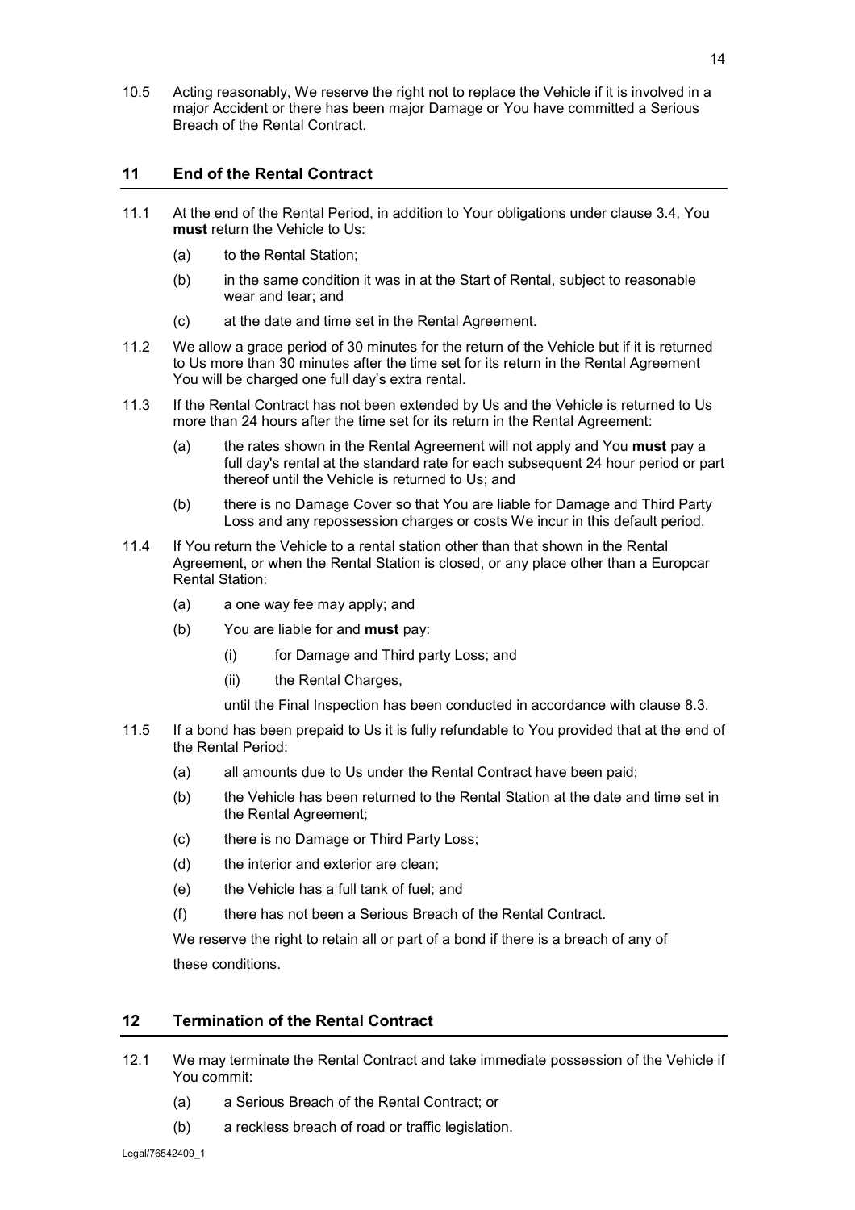10.5 Acting reasonably, We reserve the right not to replace the Vehicle if it is involved in a major Accident or there has been major Damage or You have committed a Serious Breach of the Rental Contract.

## 11 End of the Rental Contract

11.1 At the end of the Rental Period, in addition to Your obligations under clause 3.4, You **must** return the Vehicle to Us:

(a) to the Rental Station;

(b) in the same condition it was in at the Start of Rental, subject to reasonable wear and tear; and

(c) at the date and time set in the Rental Agreement.

11.2 We allow a grace period of 30 minutes for the return of the Vehicle but if it is returned to Us more than 30 minutes after the time set for its return in the Rental Agreement You will be charged one full day's extra rental.

11.3 If the Rental Contract has not been extended by Us and the Vehicle is returned to Us more than 24 hours after the time set for its return in the Rental Agreement:

(a) the rates shown in the Rental Agreement will not apply and You **must** pay a full day's rental at the standard rate for each subsequent 24 hour period or part thereof until the Vehicle is returned to Us; and

(b) there is no Damage Cover so that You are liable for Damage and Third Party Loss and any repossession charges or costs We incur in this default period.

11.4 If You return the Vehicle to a rental station other than that shown in the Rental Agreement, or when the Rental Station is closed, or any place other than a Europcar Rental Station:

(a) a one way fee may apply; and

(b) You are liable for and **must** pay:

(i) for Damage and Third party Loss; and

(ii) the Rental Charges,

until the Final Inspection has been conducted in accordance with clause 8.3.

11.5 If a bond has been prepaid to Us it is fully refundable to You provided that at the end of the Rental Period:

(a) all amounts due to Us under the Rental Contract have been paid;

(b) the Vehicle has been returned to the Rental Station at the date and time set in the Rental Agreement;

(c) there is no Damage or Third Party Loss;

(d) the interior and exterior are clean;

(e) the Vehicle has a full tank of fuel; and

(f) there has not been a Serious Breach of the Rental Contract.

We reserve the right to retain all or part of a bond if there is a breach of any of these conditions.

## 12 Termination of the Rental Contract

12.1 We may terminate the Rental Contract and take immediate possession of the Vehicle if You commit:

(a) a Serious Breach of the Rental Contract; or

(b) a reckless breach of road or traffic legislation.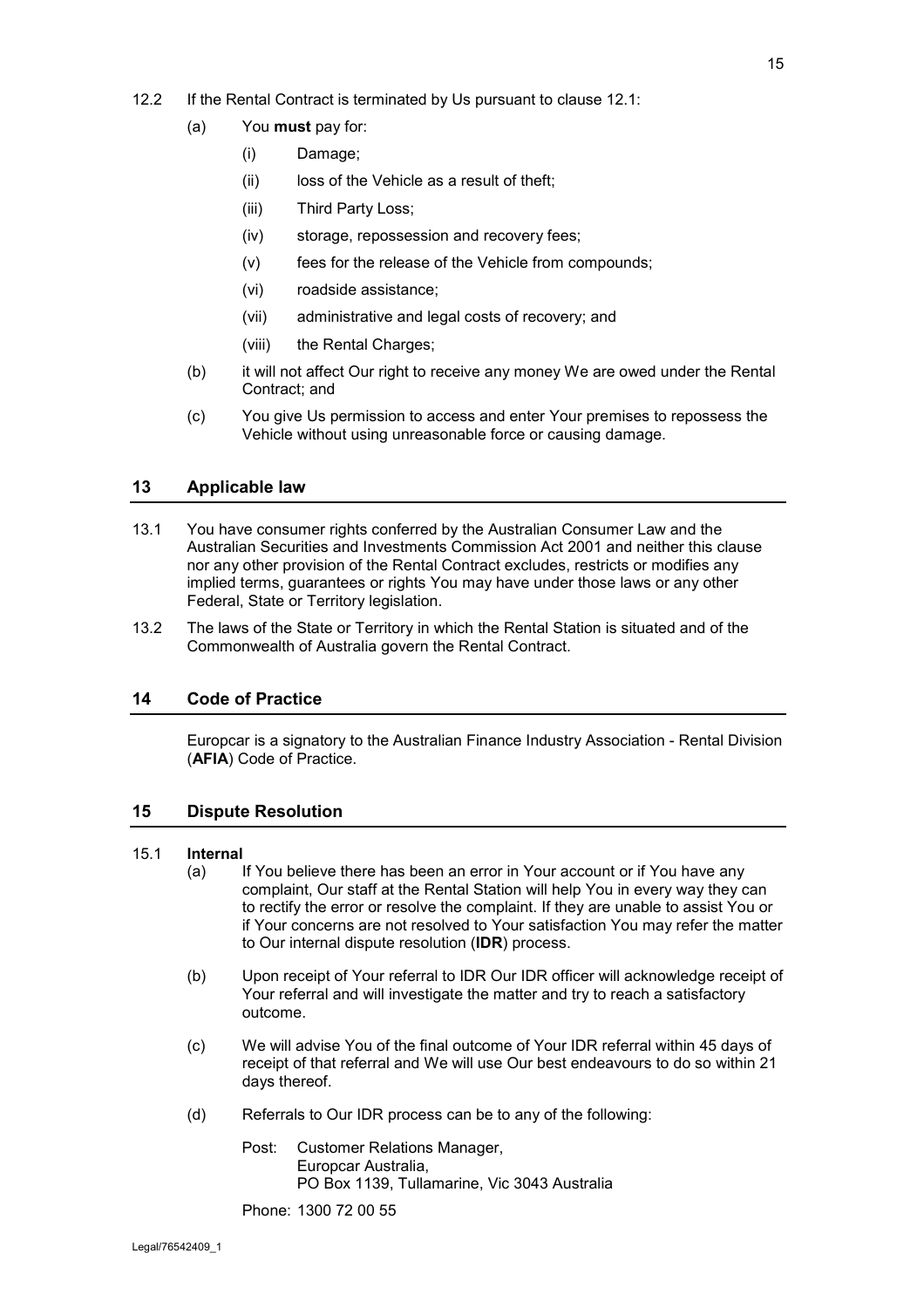12.2 If the Rental Contract is terminated by Us pursuant to clause 12.1:

(a) You **must** pay for:

(i) Damage;

(ii) loss of the Vehicle as a result of theft;

(iii) Third Party Loss;

(iv) storage, repossession and recovery fees;

(v) fees for the release of the Vehicle from compounds;

(vi) roadside assistance;

(vii) administrative and legal costs of recovery; and

(viii) the Rental Charges;

(b) it will not affect Our right to receive any money We are owed under the Rental Contract; and

(c) You give Us permission to access and enter Your premises to repossess the Vehicle without using unreasonable force or causing damage.

## 13 Applicable law

13.1 You have consumer rights conferred by the Australian Consumer Law and the Australian Securities and Investments Commission Act 2001 and neither this clause nor any other provision of the Rental Contract excludes, restricts or modifies any implied terms, guarantees or rights You may have under those laws or any other Federal, State or Territory legislation.

13.2 The laws of the State or Territory in which the Rental Station is situated and of the Commonwealth of Australia govern the Rental Contract.

## 14 Code of Practice

Europcar is a signatory to the Australian Finance Industry Association - Rental Division (**AFIA**) Code of Practice.

## 15 Dispute Resolution

15.1 **Internal**

(a) If You believe there has been an error in Your account or if You have any complaint, Our staff at the Rental Station will help You in every way they can to rectify the error or resolve the complaint. If they are unable to assist You or if Your concerns are not resolved to Your satisfaction You may refer the matter to Our internal dispute resolution (**IDR**) process.

(b) Upon receipt of Your referral to IDR Our IDR officer will acknowledge receipt of Your referral and will investigate the matter and try to reach a satisfactory outcome.

(c) We will advise You of the final outcome of Your IDR referral within 45 days of receipt of that referral and We will use Our best endeavours to do so within 21 days thereof.

(d) Referrals to Our IDR process can be to any of the following:

Post: Customer Relations Manager,
Europcar Australia,
PO Box 1139, Tullamarine, Vic 3043 Australia

Phone: 1300 72 00 55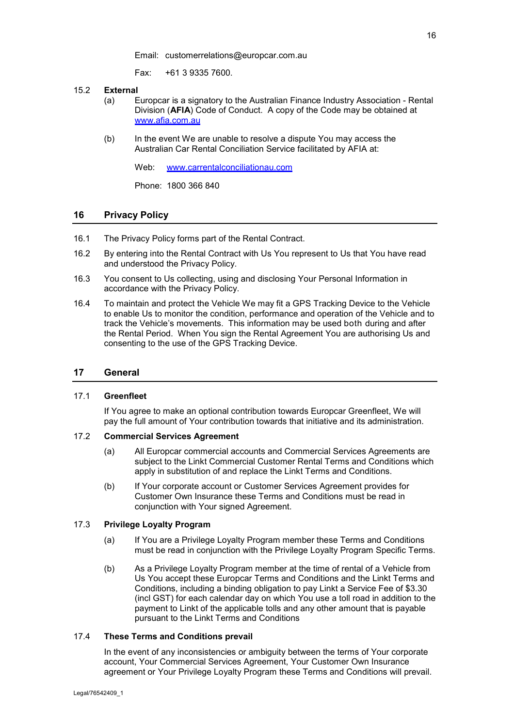Email: customerrelations@europcar.com.au

Fax: +61 3 9335 7600.

15.2 **External**

(a) Europcar is a signatory to the Australian Finance Industry Association - Rental Division (**AFIA**) Code of Conduct. A copy of the Code may be obtained at www.afia.com.au

(b) In the event We are unable to resolve a dispute You may access the Australian Car Rental Conciliation Service facilitated by AFIA at:

Web: www.carrentalconciliationau.com

Phone: 1800 366 840

## 16 Privacy Policy

16.1 The Privacy Policy forms part of the Rental Contract.

16.2 By entering into the Rental Contract with Us You represent to Us that You have read and understood the Privacy Policy.

16.3 You consent to Us collecting, using and disclosing Your Personal Information in accordance with the Privacy Policy.

16.4 To maintain and protect the Vehicle We may fit a GPS Tracking Device to the Vehicle to enable Us to monitor the condition, performance and operation of the Vehicle and to track the Vehicle's movements. This information may be used both during and after the Rental Period. When You sign the Rental Agreement You are authorising Us and consenting to the use of the GPS Tracking Device.

## 17 General

17.1 **Greenfleet**

If You agree to make an optional contribution towards Europcar Greenfleet, We will pay the full amount of Your contribution towards that initiative and its administration.

17.2 **Commercial Services Agreement**

(a) All Europcar commercial accounts and Commercial Services Agreements are subject to the Linkt Commercial Customer Rental Terms and Conditions which apply in substitution of and replace the Linkt Terms and Conditions.

(b) If Your corporate account or Customer Services Agreement provides for Customer Own Insurance these Terms and Conditions must be read in conjunction with Your signed Agreement.

17.3 **Privilege Loyalty Program**

(a) If You are a Privilege Loyalty Program member these Terms and Conditions must be read in conjunction with the Privilege Loyalty Program Specific Terms.

(b) As a Privilege Loyalty Program member at the time of rental of a Vehicle from Us You accept these Europcar Terms and Conditions and the Linkt Terms and Conditions, including a binding obligation to pay Linkt a Service Fee of $3.30 (incl GST) for each calendar day on which You use a toll road in addition to the payment to Linkt of the applicable tolls and any other amount that is payable pursuant to the Linkt Terms and Conditions

17.4 **These Terms and Conditions prevail**

In the event of any inconsistencies or ambiguity between the terms of Your corporate account, Your Commercial Services Agreement, Your Customer Own Insurance agreement or Your Privilege Loyalty Program these Terms and Conditions will prevail.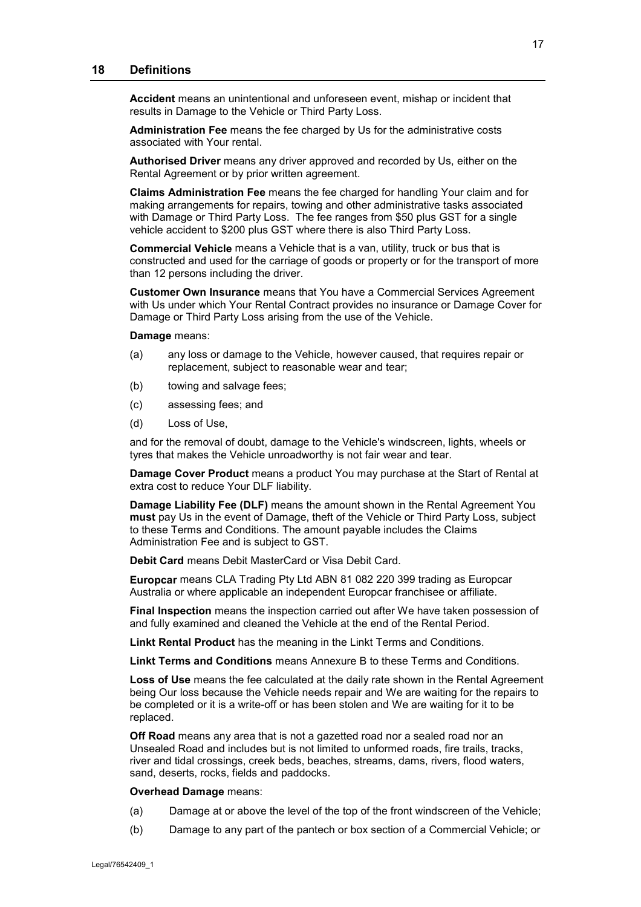## 18 Definitions

**Accident** means an unintentional and unforeseen event, mishap or incident that results in Damage to the Vehicle or Third Party Loss.

**Administration Fee** means the fee charged by Us for the administrative costs associated with Your rental.

**Authorised Driver** means any driver approved and recorded by Us, either on the Rental Agreement or by prior written agreement.

**Claims Administration Fee** means the fee charged for handling Your claim and for making arrangements for repairs, towing and other administrative tasks associated with Damage or Third Party Loss. The fee ranges from $50 plus GST for a single vehicle accident to $200 plus GST where there is also Third Party Loss.

**Commercial Vehicle** means a Vehicle that is a van, utility, truck or bus that is constructed and used for the carriage of goods or property or for the transport of more than 12 persons including the driver.

**Customer Own Insurance** means that You have a Commercial Services Agreement with Us under which Your Rental Contract provides no insurance or Damage Cover for Damage or Third Party Loss arising from the use of the Vehicle.

**Damage** means:

(a) any loss or damage to the Vehicle, however caused, that requires repair or replacement, subject to reasonable wear and tear;

(b) towing and salvage fees;

(c) assessing fees; and

(d) Loss of Use,

and for the removal of doubt, damage to the Vehicle's windscreen, lights, wheels or tyres that makes the Vehicle unroadworthy is not fair wear and tear.

**Damage Cover Product** means a product You may purchase at the Start of Rental at extra cost to reduce Your DLF liability.

**Damage Liability Fee (DLF)** means the amount shown in the Rental Agreement You **must** pay Us in the event of Damage, theft of the Vehicle or Third Party Loss, subject to these Terms and Conditions. The amount payable includes the Claims Administration Fee and is subject to GST.

**Debit Card** means Debit MasterCard or Visa Debit Card.

**Europcar** means CLA Trading Pty Ltd ABN 81 082 220 399 trading as Europcar Australia or where applicable an independent Europcar franchisee or affiliate.

**Final Inspection** means the inspection carried out after We have taken possession of and fully examined and cleaned the Vehicle at the end of the Rental Period.

**Linkt Rental Product** has the meaning in the Linkt Terms and Conditions.

**Linkt Terms and Conditions** means Annexure B to these Terms and Conditions.

**Loss of Use** means the fee calculated at the daily rate shown in the Rental Agreement being Our loss because the Vehicle needs repair and We are waiting for the repairs to be completed or it is a write-off or has been stolen and We are waiting for it to be replaced.

**Off Road** means any area that is not a gazetted road nor a sealed road nor an Unsealed Road and includes but is not limited to unformed roads, fire trails, tracks, river and tidal crossings, creek beds, beaches, streams, dams, rivers, flood waters, sand, deserts, rocks, fields and paddocks.

**Overhead Damage** means:

(a) Damage at or above the level of the top of the front windscreen of the Vehicle;

(b) Damage to any part of the pantech or box section of a Commercial Vehicle; or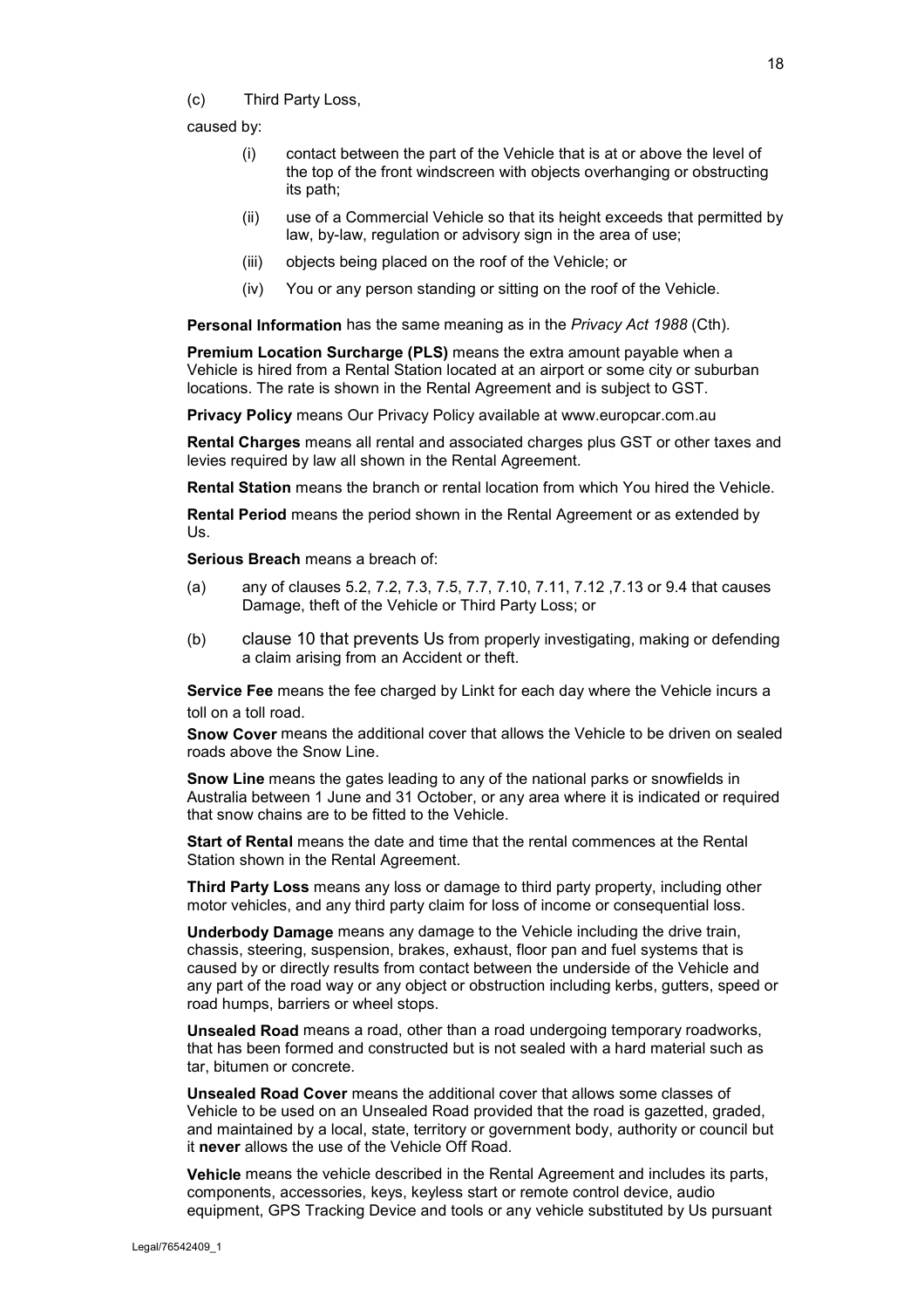(c) Third Party Loss,

caused by:

(i) contact between the part of the Vehicle that is at or above the level of the top of the front windscreen with objects overhanging or obstructing its path;

(ii) use of a Commercial Vehicle so that its height exceeds that permitted by law, by-law, regulation or advisory sign in the area of use;

(iii) objects being placed on the roof of the Vehicle; or

(iv) You or any person standing or sitting on the roof of the Vehicle.

**Personal Information** has the same meaning as in the *Privacy Act 1988* (Cth).

**Premium Location Surcharge (PLS)** means the extra amount payable when a Vehicle is hired from a Rental Station located at an airport or some city or suburban locations. The rate is shown in the Rental Agreement and is subject to GST.

**Privacy Policy** means Our Privacy Policy available at www.europcar.com.au

**Rental Charges** means all rental and associated charges plus GST or other taxes and levies required by law all shown in the Rental Agreement.

**Rental Station** means the branch or rental location from which You hired the Vehicle.

**Rental Period** means the period shown in the Rental Agreement or as extended by Us.

**Serious Breach** means a breach of:

(a) any of clauses 5.2, 7.2, 7.3, 7.5, 7.7, 7.10, 7.11, 7.12 ,7.13 or 9.4 that causes Damage, theft of the Vehicle or Third Party Loss; or

(b) clause 10 that prevents Us from properly investigating, making or defending a claim arising from an Accident or theft.

**Service Fee** means the fee charged by Linkt for each day where the Vehicle incurs a toll on a toll road.

**Snow Cover** means the additional cover that allows the Vehicle to be driven on sealed roads above the Snow Line.

**Snow Line** means the gates leading to any of the national parks or snowfields in Australia between 1 June and 31 October, or any area where it is indicated or required that snow chains are to be fitted to the Vehicle.

**Start of Rental** means the date and time that the rental commences at the Rental Station shown in the Rental Agreement.

**Third Party Loss** means any loss or damage to third party property, including other motor vehicles, and any third party claim for loss of income or consequential loss.

**Underbody Damage** means any damage to the Vehicle including the drive train, chassis, steering, suspension, brakes, exhaust, floor pan and fuel systems that is caused by or directly results from contact between the underside of the Vehicle and any part of the road way or any object or obstruction including kerbs, gutters, speed or road humps, barriers or wheel stops.

**Unsealed Road** means a road, other than a road undergoing temporary roadworks, that has been formed and constructed but is not sealed with a hard material such as tar, bitumen or concrete.

**Unsealed Road Cover** means the additional cover that allows some classes of Vehicle to be used on an Unsealed Road provided that the road is gazetted, graded, and maintained by a local, state, territory or government body, authority or council but it **never** allows the use of the Vehicle Off Road.

**Vehicle** means the vehicle described in the Rental Agreement and includes its parts, components, accessories, keys, keyless start or remote control device, audio equipment, GPS Tracking Device and tools or any vehicle substituted by Us pursuant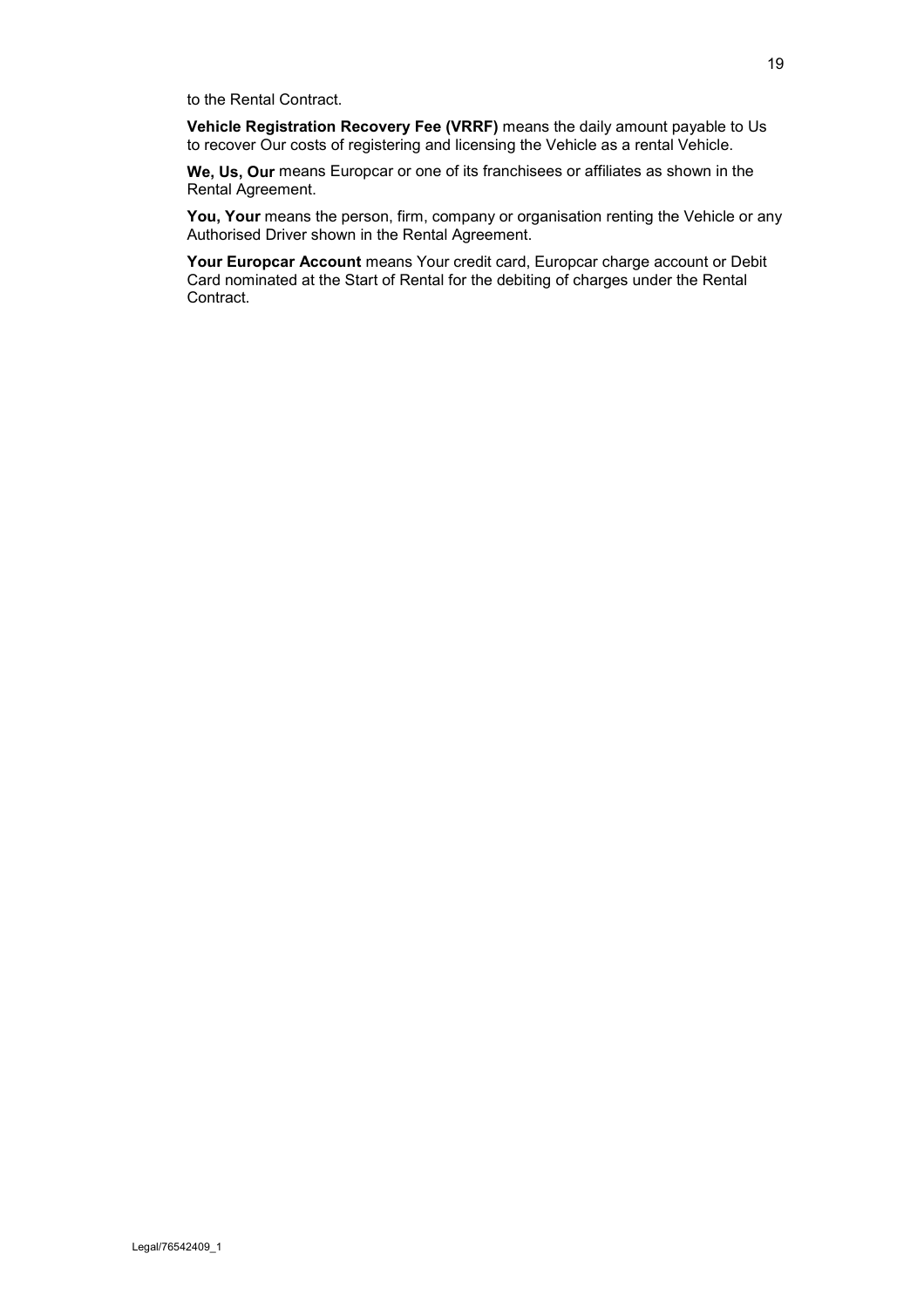to the Rental Contract.

**Vehicle Registration Recovery Fee (VRRF)** means the daily amount payable to Us to recover Our costs of registering and licensing the Vehicle as a rental Vehicle.

**We, Us, Our** means Europcar or one of its franchisees or affiliates as shown in the Rental Agreement.

**You, Your** means the person, firm, company or organisation renting the Vehicle or any Authorised Driver shown in the Rental Agreement.

**Your Europcar Account** means Your credit card, Europcar charge account or Debit Card nominated at the Start of Rental for the debiting of charges under the Rental Contract.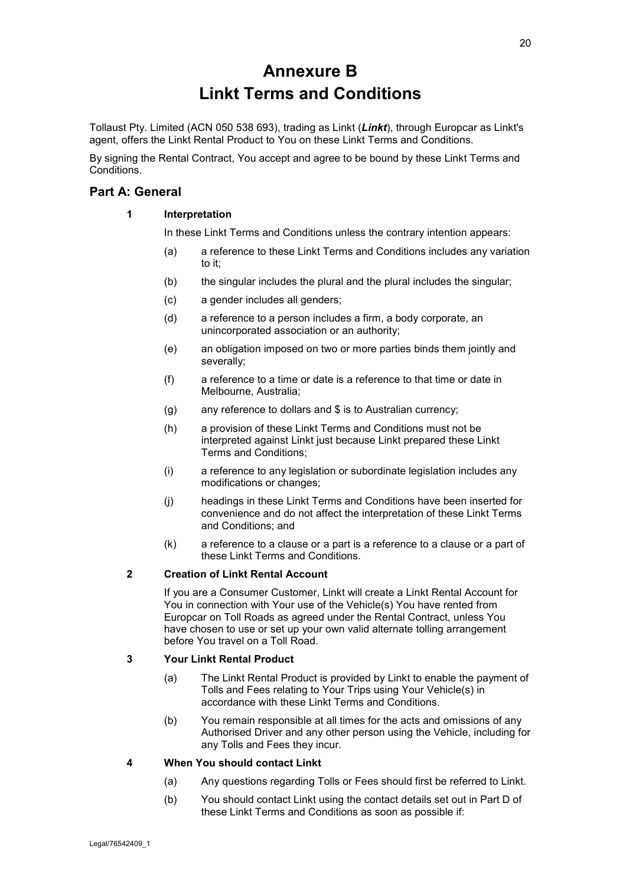# Annexure B
# Linkt Terms and Conditions

Tollaust Pty. Limited (ACN 050 538 693), trading as Linkt (***Linkt***), through Europcar as Linkt's agent, offers the Linkt Rental Product to You on these Linkt Terms and Conditions.

By signing the Rental Contract, You accept and agree to be bound by these Linkt Terms and Conditions.

## Part A: General

### 1 Interpretation

In these Linkt Terms and Conditions unless the contrary intention appears:

(a) a reference to these Linkt Terms and Conditions includes any variation to it;

(b) the singular includes the plural and the plural includes the singular;

(c) a gender includes all genders;

(d) a reference to a person includes a firm, a body corporate, an unincorporated association or an authority;

(e) an obligation imposed on two or more parties binds them jointly and severally;

(f) a reference to a time or date is a reference to that time or date in Melbourne, Australia;

(g) any reference to dollars and $ is to Australian currency;

(h) a provision of these Linkt Terms and Conditions must not be interpreted against Linkt just because Linkt prepared these Linkt Terms and Conditions;

(i) a reference to any legislation or subordinate legislation includes any modifications or changes;

(j) headings in these Linkt Terms and Conditions have been inserted for convenience and do not affect the interpretation of these Linkt Terms and Conditions; and

(k) a reference to a clause or a part is a reference to a clause or a part of these Linkt Terms and Conditions.

### 2 Creation of Linkt Rental Account

If you are a Consumer Customer, Linkt will create a Linkt Rental Account for You in connection with Your use of the Vehicle(s) You have rented from Europcar on Toll Roads as agreed under the Rental Contract, unless You have chosen to use or set up your own valid alternate tolling arrangement before You travel on a Toll Road.

### 3 Your Linkt Rental Product

(a) The Linkt Rental Product is provided by Linkt to enable the payment of Tolls and Fees relating to Your Trips using Your Vehicle(s) in accordance with these Linkt Terms and Conditions.

(b) You remain responsible at all times for the acts and omissions of any Authorised Driver and any other person using the Vehicle, including for any Tolls and Fees they incur.

### 4 When You should contact Linkt

(a) Any questions regarding Tolls or Fees should first be referred to Linkt.

(b) You should contact Linkt using the contact details set out in Part D of these Linkt Terms and Conditions as soon as possible if: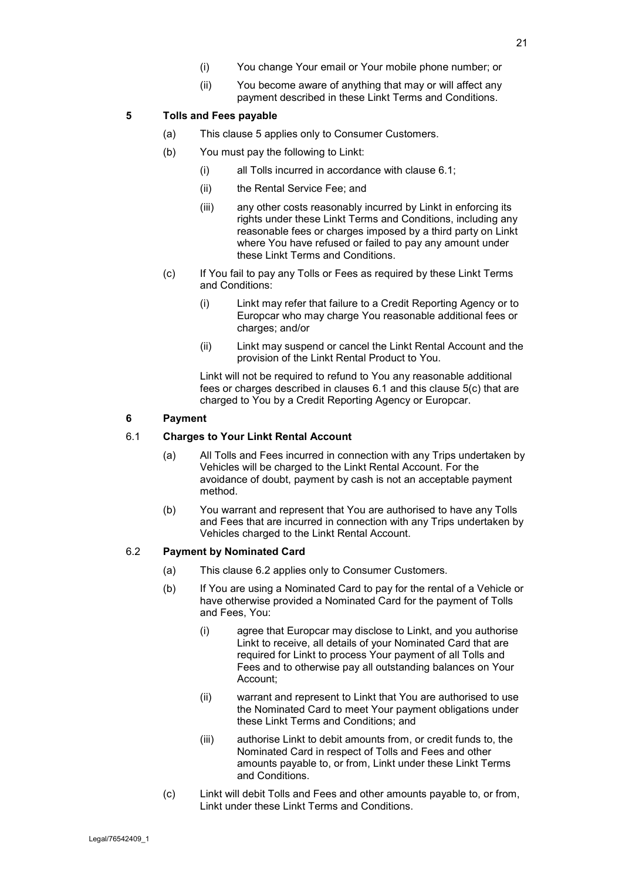(i) You change Your email or Your mobile phone number; or

(ii) You become aware of anything that may or will affect any payment described in these Linkt Terms and Conditions.

## 5 Tolls and Fees payable

(a) This clause 5 applies only to Consumer Customers.

(b) You must pay the following to Linkt:

(i) all Tolls incurred in accordance with clause 6.1;

(ii) the Rental Service Fee; and

(iii) any other costs reasonably incurred by Linkt in enforcing its rights under these Linkt Terms and Conditions, including any reasonable fees or charges imposed by a third party on Linkt where You have refused or failed to pay any amount under these Linkt Terms and Conditions.

(c) If You fail to pay any Tolls or Fees as required by these Linkt Terms and Conditions:

(i) Linkt may refer that failure to a Credit Reporting Agency or to Europcar who may charge You reasonable additional fees or charges; and/or

(ii) Linkt may suspend or cancel the Linkt Rental Account and the provision of the Linkt Rental Product to You.

Linkt will not be required to refund to You any reasonable additional fees or charges described in clauses 6.1 and this clause 5(c) that are charged to You by a Credit Reporting Agency or Europcar.

## 6 Payment

### 6.1 Charges to Your Linkt Rental Account

(a) All Tolls and Fees incurred in connection with any Trips undertaken by Vehicles will be charged to the Linkt Rental Account. For the avoidance of doubt, payment by cash is not an acceptable payment method.

(b) You warrant and represent that You are authorised to have any Tolls and Fees that are incurred in connection with any Trips undertaken by Vehicles charged to the Linkt Rental Account.

### 6.2 Payment by Nominated Card

(a) This clause 6.2 applies only to Consumer Customers.

(b) If You are using a Nominated Card to pay for the rental of a Vehicle or have otherwise provided a Nominated Card for the payment of Tolls and Fees, You:

(i) agree that Europcar may disclose to Linkt, and you authorise Linkt to receive, all details of your Nominated Card that are required for Linkt to process Your payment of all Tolls and Fees and to otherwise pay all outstanding balances on Your Account;

(ii) warrant and represent to Linkt that You are authorised to use the Nominated Card to meet Your payment obligations under these Linkt Terms and Conditions; and

(iii) authorise Linkt to debit amounts from, or credit funds to, the Nominated Card in respect of Tolls and Fees and other amounts payable to, or from, Linkt under these Linkt Terms and Conditions.

(c) Linkt will debit Tolls and Fees and other amounts payable to, or from, Linkt under these Linkt Terms and Conditions.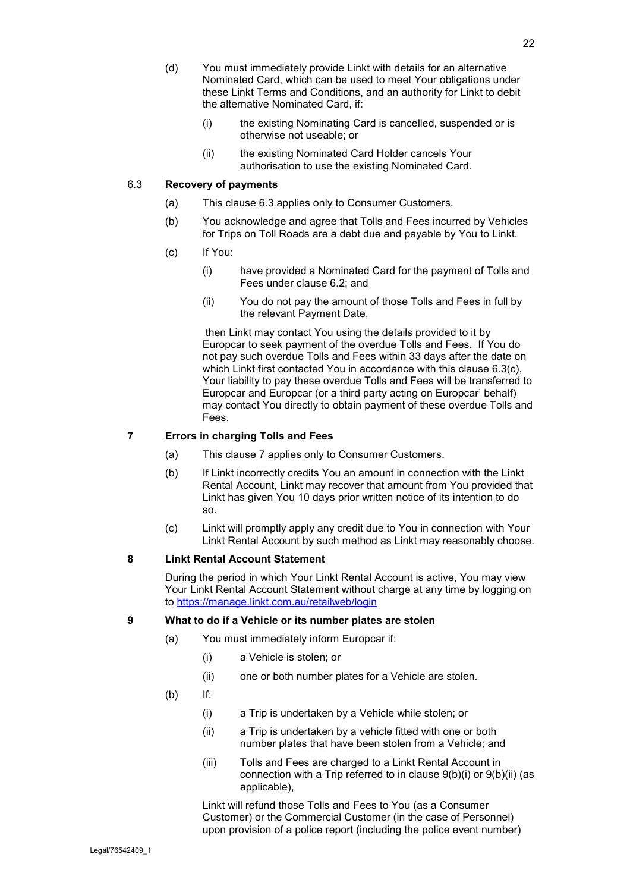(d) You must immediately provide Linkt with details for an alternative Nominated Card, which can be used to meet Your obligations under these Linkt Terms and Conditions, and an authority for Linkt to debit the alternative Nominated Card, if:

   (i) the existing Nominating Card is cancelled, suspended or is otherwise not useable; or

   (ii) the existing Nominated Card Holder cancels Your authorisation to use the existing Nominated Card.

### 6.3 Recovery of payments

(a) This clause 6.3 applies only to Consumer Customers.

(b) You acknowledge and agree that Tolls and Fees incurred by Vehicles for Trips on Toll Roads are a debt due and payable by You to Linkt.

(c) If You:

   (i) have provided a Nominated Card for the payment of Tolls and Fees under clause 6.2; and

   (ii) You do not pay the amount of those Tolls and Fees in full by the relevant Payment Date,

then Linkt may contact You using the details provided to it by Europcar to seek payment of the overdue Tolls and Fees. If You do not pay such overdue Tolls and Fees within 33 days after the date on which Linkt first contacted You in accordance with this clause 6.3(c), Your liability to pay these overdue Tolls and Fees will be transferred to Europcar and Europcar (or a third party acting on Europcar' behalf) may contact You directly to obtain payment of these overdue Tolls and Fees.

## 7 Errors in charging Tolls and Fees

(a) This clause 7 applies only to Consumer Customers.

(b) If Linkt incorrectly credits You an amount in connection with the Linkt Rental Account, Linkt may recover that amount from You provided that Linkt has given You 10 days prior written notice of its intention to do so.

(c) Linkt will promptly apply any credit due to You in connection with Your Linkt Rental Account by such method as Linkt may reasonably choose.

## 8 Linkt Rental Account Statement

During the period in which Your Linkt Rental Account is active, You may view Your Linkt Rental Account Statement without charge at any time by logging on to [https://manage.linkt.com.au/retailweb/login](https://manage.linkt.com.au/retailweb/login)

## 9 What to do if a Vehicle or its number plates are stolen

(a) You must immediately inform Europcar if:

   (i) a Vehicle is stolen; or

   (ii) one or both number plates for a Vehicle are stolen.

(b) If:

   (i) a Trip is undertaken by a Vehicle while stolen; or

   (ii) a Trip is undertaken by a vehicle fitted with one or both number plates that have been stolen from a Vehicle; and

   (iii) Tolls and Fees are charged to a Linkt Rental Account in connection with a Trip referred to in clause 9(b)(i) or 9(b)(ii) (as applicable),

Linkt will refund those Tolls and Fees to You (as a Consumer Customer) or the Commercial Customer (in the case of Personnel) upon provision of a police report (including the police event number)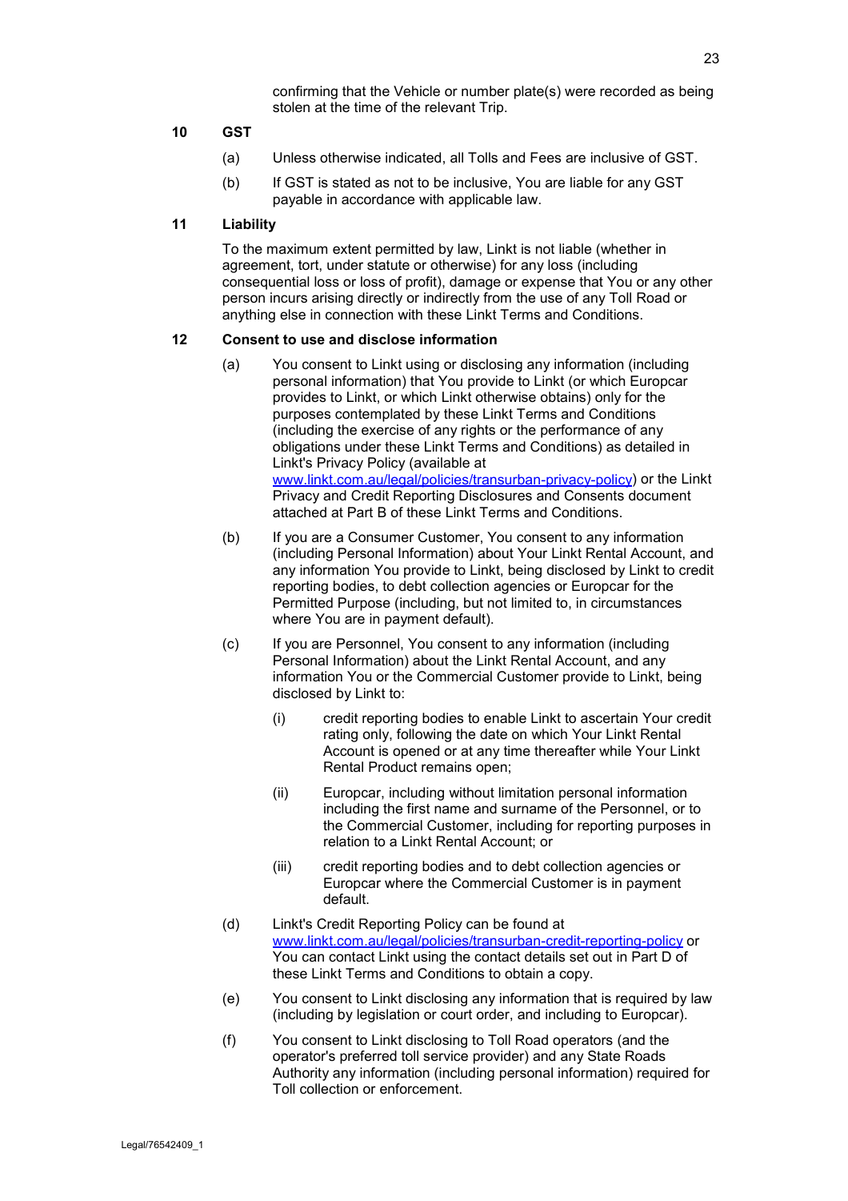confirming that the Vehicle or number plate(s) were recorded as being stolen at the time of the relevant Trip.

## 10 GST

(a) Unless otherwise indicated, all Tolls and Fees are inclusive of GST.

(b) If GST is stated as not to be inclusive, You are liable for any GST payable in accordance with applicable law.

## 11 Liability

To the maximum extent permitted by law, Linkt is not liable (whether in agreement, tort, under statute or otherwise) for any loss (including consequential loss or loss of profit), damage or expense that You or any other person incurs arising directly or indirectly from the use of any Toll Road or anything else in connection with these Linkt Terms and Conditions.

## 12 Consent to use and disclose information

(a) You consent to Linkt using or disclosing any information (including personal information) that You provide to Linkt (or which Europcar provides to Linkt, or which Linkt otherwise obtains) only for the purposes contemplated by these Linkt Terms and Conditions (including the exercise of any rights or the performance of any obligations under these Linkt Terms and Conditions) as detailed in Linkt's Privacy Policy (available at www.linkt.com.au/legal/policies/transurban-privacy-policy) or the Linkt Privacy and Credit Reporting Disclosures and Consents document attached at Part B of these Linkt Terms and Conditions.

(b) If you are a Consumer Customer, You consent to any information (including Personal Information) about Your Linkt Rental Account, and any information You provide to Linkt, being disclosed by Linkt to credit reporting bodies, to debt collection agencies or Europcar for the Permitted Purpose (including, but not limited to, in circumstances where You are in payment default).

(c) If you are Personnel, You consent to any information (including Personal Information) about the Linkt Rental Account, and any information You or the Commercial Customer provide to Linkt, being disclosed by Linkt to:

   (i) credit reporting bodies to enable Linkt to ascertain Your credit rating only, following the date on which Your Linkt Rental Account is opened or at any time thereafter while Your Linkt Rental Product remains open;

   (ii) Europcar, including without limitation personal information including the first name and surname of the Personnel, or to the Commercial Customer, including for reporting purposes in relation to a Linkt Rental Account; or

   (iii) credit reporting bodies and to debt collection agencies or Europcar where the Commercial Customer is in payment default.

(d) Linkt's Credit Reporting Policy can be found at www.linkt.com.au/legal/policies/transurban-credit-reporting-policy or You can contact Linkt using the contact details set out in Part D of these Linkt Terms and Conditions to obtain a copy.

(e) You consent to Linkt disclosing any information that is required by law (including by legislation or court order, and including to Europcar).

(f) You consent to Linkt disclosing to Toll Road operators (and the operator's preferred toll service provider) and any State Roads Authority any information (including personal information) required for Toll collection or enforcement.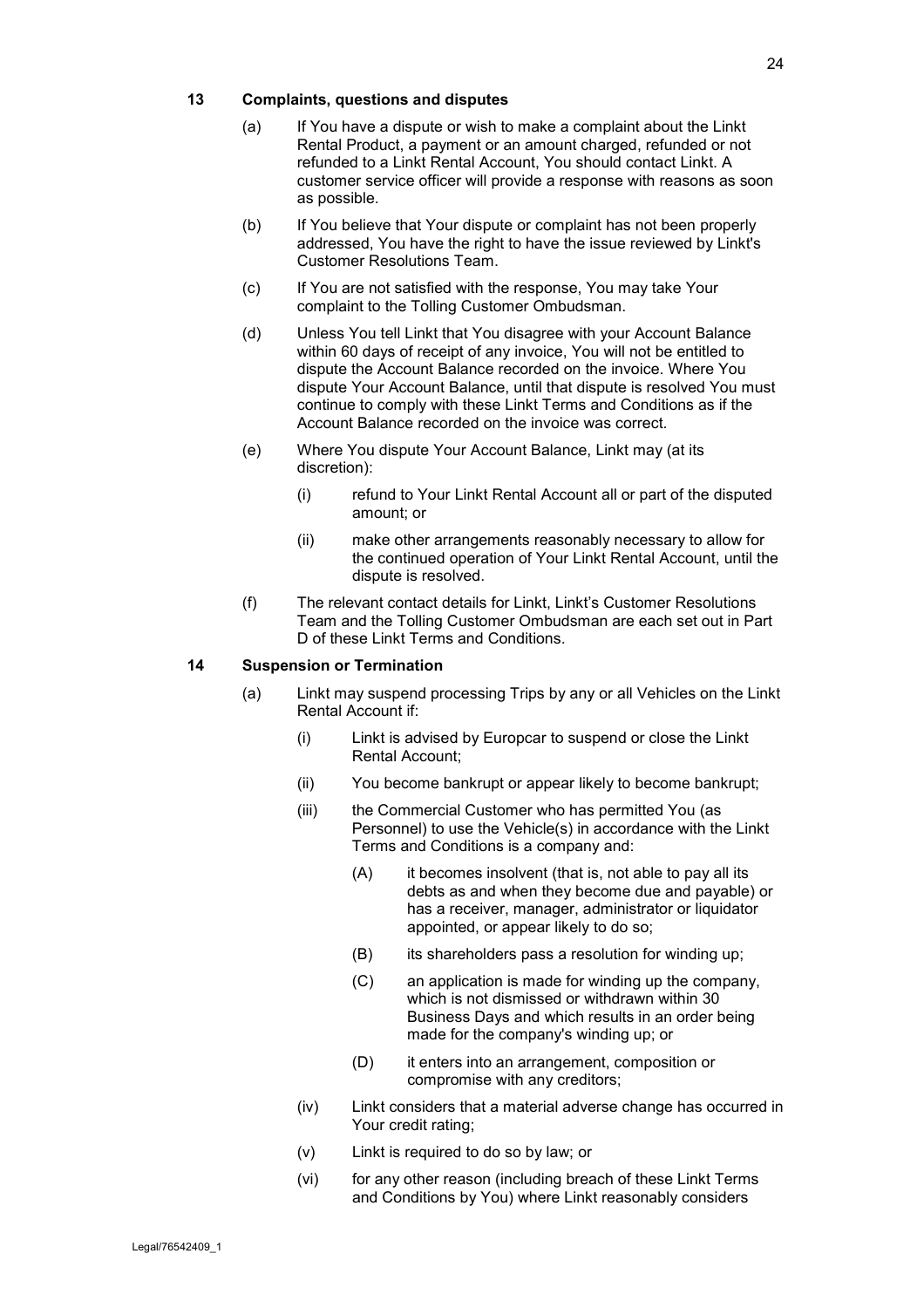## 13 Complaints, questions and disputes

(a) If You have a dispute or wish to make a complaint about the Linkt Rental Product, a payment or an amount charged, refunded or not refunded to a Linkt Rental Account, You should contact Linkt. A customer service officer will provide a response with reasons as soon as possible.

(b) If You believe that Your dispute or complaint has not been properly addressed, You have the right to have the issue reviewed by Linkt's Customer Resolutions Team.

(c) If You are not satisfied with the response, You may take Your complaint to the Tolling Customer Ombudsman.

(d) Unless You tell Linkt that You disagree with your Account Balance within 60 days of receipt of any invoice, You will not be entitled to dispute the Account Balance recorded on the invoice. Where You dispute Your Account Balance, until that dispute is resolved You must continue to comply with these Linkt Terms and Conditions as if the Account Balance recorded on the invoice was correct.

(e) Where You dispute Your Account Balance, Linkt may (at its discretion):

- (i) refund to Your Linkt Rental Account all or part of the disputed amount; or
- (ii) make other arrangements reasonably necessary to allow for the continued operation of Your Linkt Rental Account, until the dispute is resolved.

(f) The relevant contact details for Linkt, Linkt's Customer Resolutions Team and the Tolling Customer Ombudsman are each set out in Part D of these Linkt Terms and Conditions.

## 14 Suspension or Termination

(a) Linkt may suspend processing Trips by any or all Vehicles on the Linkt Rental Account if:

- (i) Linkt is advised by Europcar to suspend or close the Linkt Rental Account;
- (ii) You become bankrupt or appear likely to become bankrupt;
- (iii) the Commercial Customer who has permitted You (as Personnel) to use the Vehicle(s) in accordance with the Linkt Terms and Conditions is a company and:
  - (A) it becomes insolvent (that is, not able to pay all its debts as and when they become due and payable) or has a receiver, manager, administrator or liquidator appointed, or appear likely to do so;
  - (B) its shareholders pass a resolution for winding up;
  - (C) an application is made for winding up the company, which is not dismissed or withdrawn within 30 Business Days and which results in an order being made for the company's winding up; or
  - (D) it enters into an arrangement, composition or compromise with any creditors;
- (iv) Linkt considers that a material adverse change has occurred in Your credit rating;
- (v) Linkt is required to do so by law; or
- (vi) for any other reason (including breach of these Linkt Terms and Conditions by You) where Linkt reasonably considers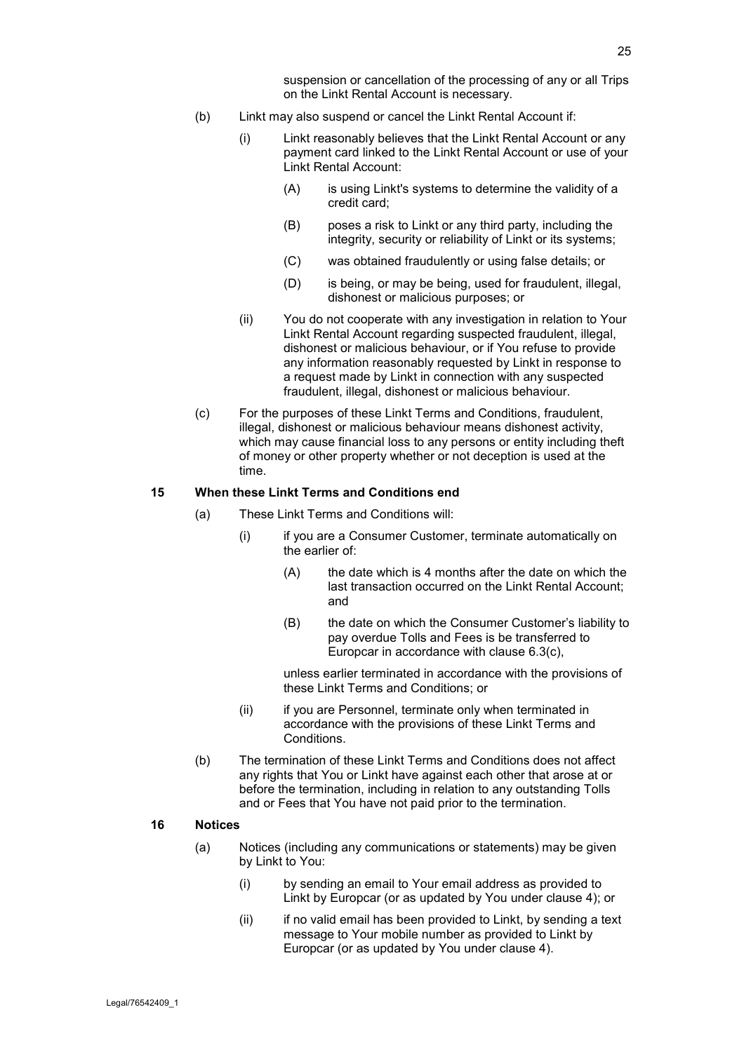suspension or cancellation of the processing of any or all Trips on the Linkt Rental Account is necessary.

(b) Linkt may also suspend or cancel the Linkt Rental Account if:

  (i) Linkt reasonably believes that the Linkt Rental Account or any payment card linked to the Linkt Rental Account or use of your Linkt Rental Account:

    (A) is using Linkt's systems to determine the validity of a credit card;

    (B) poses a risk to Linkt or any third party, including the integrity, security or reliability of Linkt or its systems;

    (C) was obtained fraudulently or using false details; or

    (D) is being, or may be being, used for fraudulent, illegal, dishonest or malicious purposes; or

  (ii) You do not cooperate with any investigation in relation to Your Linkt Rental Account regarding suspected fraudulent, illegal, dishonest or malicious behaviour, or if You refuse to provide any information reasonably requested by Linkt in response to a request made by Linkt in connection with any suspected fraudulent, illegal, dishonest or malicious behaviour.

(c) For the purposes of these Linkt Terms and Conditions, fraudulent, illegal, dishonest or malicious behaviour means dishonest activity, which may cause financial loss to any persons or entity including theft of money or other property whether or not deception is used at the time.

## 15 When these Linkt Terms and Conditions end

(a) These Linkt Terms and Conditions will:

  (i) if you are a Consumer Customer, terminate automatically on the earlier of:

    (A) the date which is 4 months after the date on which the last transaction occurred on the Linkt Rental Account; and

    (B) the date on which the Consumer Customer's liability to pay overdue Tolls and Fees is be transferred to Europcar in accordance with clause 6.3(c),

  unless earlier terminated in accordance with the provisions of these Linkt Terms and Conditions; or

  (ii) if you are Personnel, terminate only when terminated in accordance with the provisions of these Linkt Terms and Conditions.

(b) The termination of these Linkt Terms and Conditions does not affect any rights that You or Linkt have against each other that arose at or before the termination, including in relation to any outstanding Tolls and or Fees that You have not paid prior to the termination.

## 16 Notices

(a) Notices (including any communications or statements) may be given by Linkt to You:

  (i) by sending an email to Your email address as provided to Linkt by Europcar (or as updated by You under clause 4); or

  (ii) if no valid email has been provided to Linkt, by sending a text message to Your mobile number as provided to Linkt by Europcar (or as updated by You under clause 4).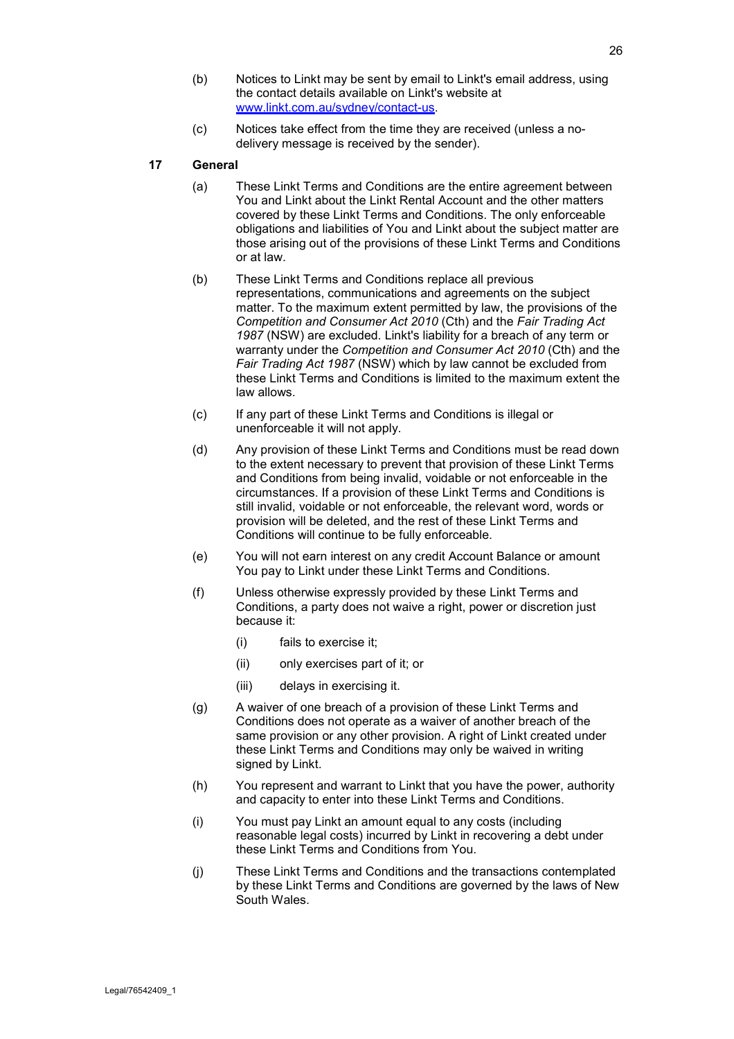(b) Notices to Linkt may be sent by email to Linkt's email address, using the contact details available on Linkt's website at www.linkt.com.au/sydney/contact-us.

(c) Notices take effect from the time they are received (unless a no-delivery message is received by the sender).

## 17 General

(a) These Linkt Terms and Conditions are the entire agreement between You and Linkt about the Linkt Rental Account and the other matters covered by these Linkt Terms and Conditions. The only enforceable obligations and liabilities of You and Linkt about the subject matter are those arising out of the provisions of these Linkt Terms and Conditions or at law.

(b) These Linkt Terms and Conditions replace all previous representations, communications and agreements on the subject matter. To the maximum extent permitted by law, the provisions of the *Competition and Consumer Act 2010* (Cth) and the *Fair Trading Act 1987* (NSW) are excluded. Linkt's liability for a breach of any term or warranty under the *Competition and Consumer Act 2010* (Cth) and the *Fair Trading Act 1987* (NSW) which by law cannot be excluded from these Linkt Terms and Conditions is limited to the maximum extent the law allows.

(c) If any part of these Linkt Terms and Conditions is illegal or unenforceable it will not apply.

(d) Any provision of these Linkt Terms and Conditions must be read down to the extent necessary to prevent that provision of these Linkt Terms and Conditions from being invalid, voidable or not enforceable in the circumstances. If a provision of these Linkt Terms and Conditions is still invalid, voidable or not enforceable, the relevant word, words or provision will be deleted, and the rest of these Linkt Terms and Conditions will continue to be fully enforceable.

(e) You will not earn interest on any credit Account Balance or amount You pay to Linkt under these Linkt Terms and Conditions.

(f) Unless otherwise expressly provided by these Linkt Terms and Conditions, a party does not waive a right, power or discretion just because it:

(i) fails to exercise it;

(ii) only exercises part of it; or

(iii) delays in exercising it.

(g) A waiver of one breach of a provision of these Linkt Terms and Conditions does not operate as a waiver of another breach of the same provision or any other provision. A right of Linkt created under these Linkt Terms and Conditions may only be waived in writing signed by Linkt.

(h) You represent and warrant to Linkt that you have the power, authority and capacity to enter into these Linkt Terms and Conditions.

(i) You must pay Linkt an amount equal to any costs (including reasonable legal costs) incurred by Linkt in recovering a debt under these Linkt Terms and Conditions from You.

(j) These Linkt Terms and Conditions and the transactions contemplated by these Linkt Terms and Conditions are governed by the laws of New South Wales.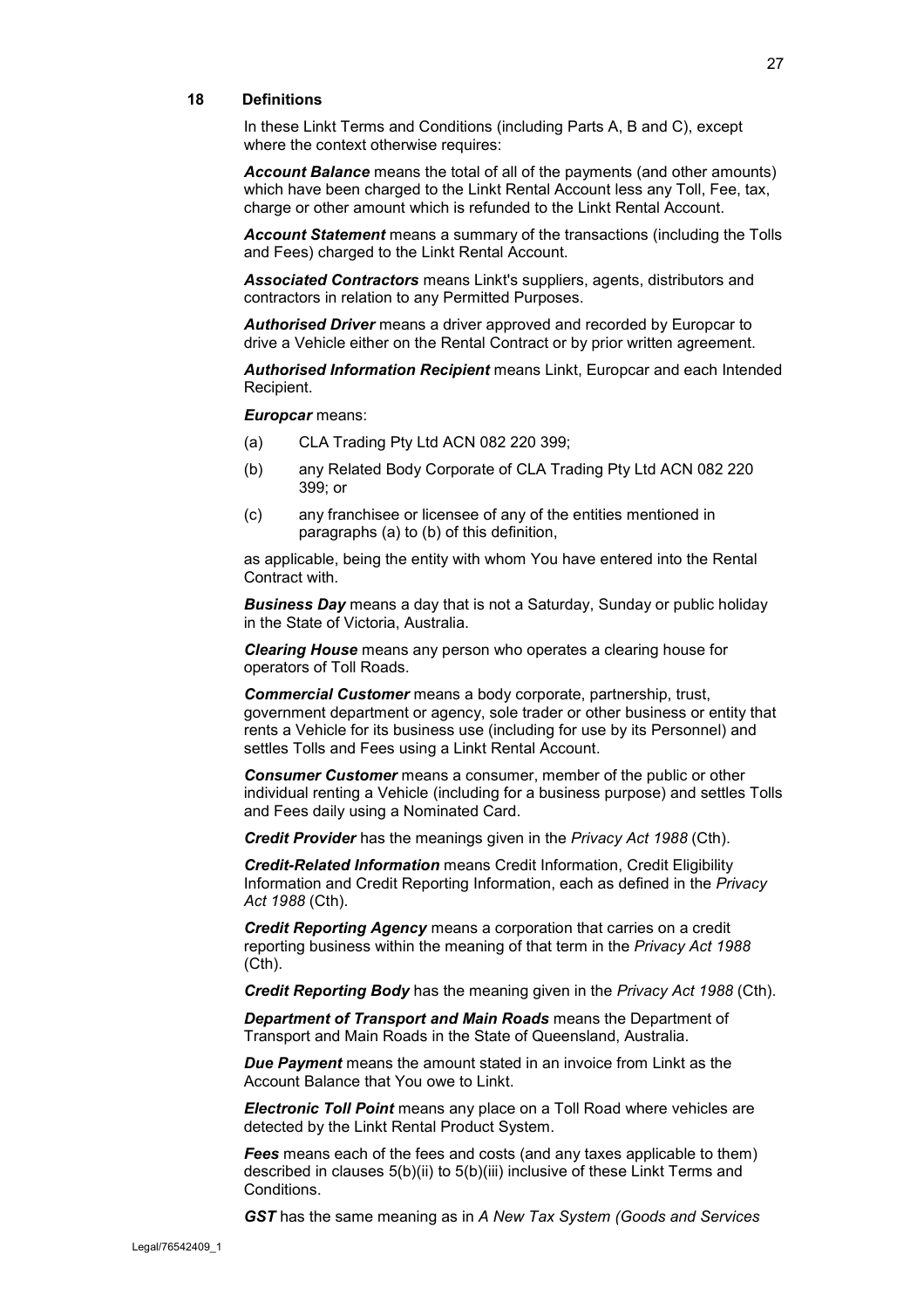## 18 Definitions

In these Linkt Terms and Conditions (including Parts A, B and C), except where the context otherwise requires:

***Account Balance*** means the total of all of the payments (and other amounts) which have been charged to the Linkt Rental Account less any Toll, Fee, tax, charge or other amount which is refunded to the Linkt Rental Account.

***Account Statement*** means a summary of the transactions (including the Tolls and Fees) charged to the Linkt Rental Account.

***Associated Contractors*** means Linkt's suppliers, agents, distributors and contractors in relation to any Permitted Purposes.

***Authorised Driver*** means a driver approved and recorded by Europcar to drive a Vehicle either on the Rental Contract or by prior written agreement.

***Authorised Information Recipient*** means Linkt, Europcar and each Intended Recipient.

***Europcar*** means:

(a) CLA Trading Pty Ltd ACN 082 220 399;

(b) any Related Body Corporate of CLA Trading Pty Ltd ACN 082 220 399; or

(c) any franchisee or licensee of any of the entities mentioned in paragraphs (a) to (b) of this definition,

as applicable, being the entity with whom You have entered into the Rental Contract with.

***Business Day*** means a day that is not a Saturday, Sunday or public holiday in the State of Victoria, Australia.

***Clearing House*** means any person who operates a clearing house for operators of Toll Roads.

***Commercial Customer*** means a body corporate, partnership, trust, government department or agency, sole trader or other business or entity that rents a Vehicle for its business use (including for use by its Personnel) and settles Tolls and Fees using a Linkt Rental Account.

***Consumer Customer*** means a consumer, member of the public or other individual renting a Vehicle (including for a business purpose) and settles Tolls and Fees daily using a Nominated Card.

***Credit Provider*** has the meanings given in the *Privacy Act 1988* (Cth).

***Credit-Related Information*** means Credit Information, Credit Eligibility Information and Credit Reporting Information, each as defined in the *Privacy Act 1988* (Cth).

***Credit Reporting Agency*** means a corporation that carries on a credit reporting business within the meaning of that term in the *Privacy Act 1988* (Cth).

***Credit Reporting Body*** has the meaning given in the *Privacy Act 1988* (Cth).

***Department of Transport and Main Roads*** means the Department of Transport and Main Roads in the State of Queensland, Australia.

***Due Payment*** means the amount stated in an invoice from Linkt as the Account Balance that You owe to Linkt.

***Electronic Toll Point*** means any place on a Toll Road where vehicles are detected by the Linkt Rental Product System.

***Fees*** means each of the fees and costs (and any taxes applicable to them) described in clauses 5(b)(ii) to 5(b)(iii) inclusive of these Linkt Terms and Conditions.

***GST*** has the same meaning as in *A New Tax System (Goods and Services*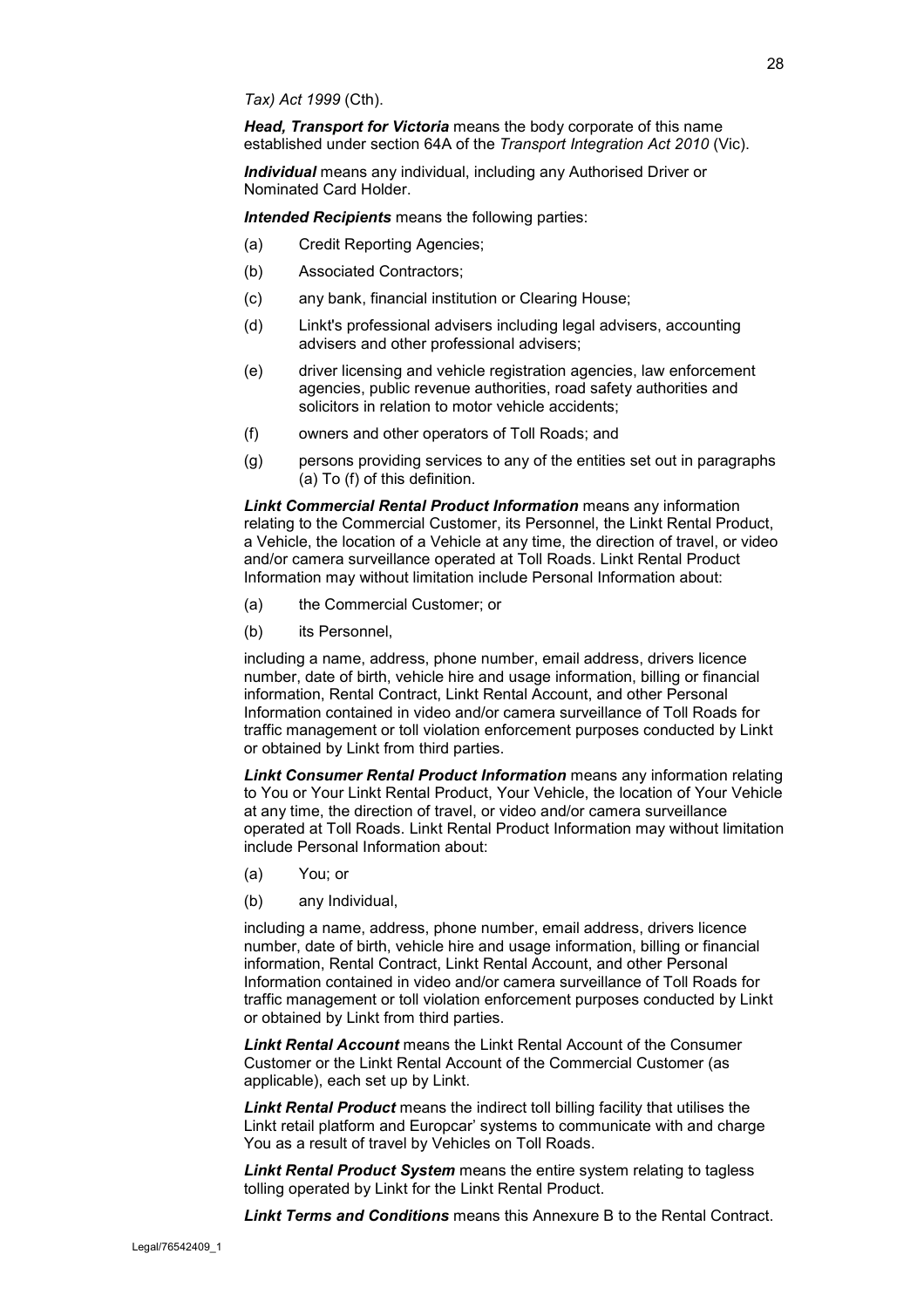*Tax) Act 1999* (Cth).

***Head, Transport for Victoria*** means the body corporate of this name established under section 64A of the *Transport Integration Act 2010* (Vic).

***Individual*** means any individual, including any Authorised Driver or Nominated Card Holder.

***Intended Recipients*** means the following parties:

(a) Credit Reporting Agencies;

(b) Associated Contractors;

(c) any bank, financial institution or Clearing House;

(d) Linkt's professional advisers including legal advisers, accounting advisers and other professional advisers;

(e) driver licensing and vehicle registration agencies, law enforcement agencies, public revenue authorities, road safety authorities and solicitors in relation to motor vehicle accidents;

(f) owners and other operators of Toll Roads; and

(g) persons providing services to any of the entities set out in paragraphs (a) To (f) of this definition.

***Linkt Commercial Rental Product Information*** means any information relating to the Commercial Customer, its Personnel, the Linkt Rental Product, a Vehicle, the location of a Vehicle at any time, the direction of travel, or video and/or camera surveillance operated at Toll Roads. Linkt Rental Product Information may without limitation include Personal Information about:

(a) the Commercial Customer; or

(b) its Personnel,

including a name, address, phone number, email address, drivers licence number, date of birth, vehicle hire and usage information, billing or financial information, Rental Contract, Linkt Rental Account, and other Personal Information contained in video and/or camera surveillance of Toll Roads for traffic management or toll violation enforcement purposes conducted by Linkt or obtained by Linkt from third parties.

***Linkt Consumer Rental Product Information*** means any information relating to You or Your Linkt Rental Product, Your Vehicle, the location of Your Vehicle at any time, the direction of travel, or video and/or camera surveillance operated at Toll Roads. Linkt Rental Product Information may without limitation include Personal Information about:

(a) You; or

(b) any Individual,

including a name, address, phone number, email address, drivers licence number, date of birth, vehicle hire and usage information, billing or financial information, Rental Contract, Linkt Rental Account, and other Personal Information contained in video and/or camera surveillance of Toll Roads for traffic management or toll violation enforcement purposes conducted by Linkt or obtained by Linkt from third parties.

***Linkt Rental Account*** means the Linkt Rental Account of the Consumer Customer or the Linkt Rental Account of the Commercial Customer (as applicable), each set up by Linkt.

***Linkt Rental Product*** means the indirect toll billing facility that utilises the Linkt retail platform and Europcar' systems to communicate with and charge You as a result of travel by Vehicles on Toll Roads.

***Linkt Rental Product System*** means the entire system relating to tagless tolling operated by Linkt for the Linkt Rental Product.

***Linkt Terms and Conditions*** means this Annexure B to the Rental Contract.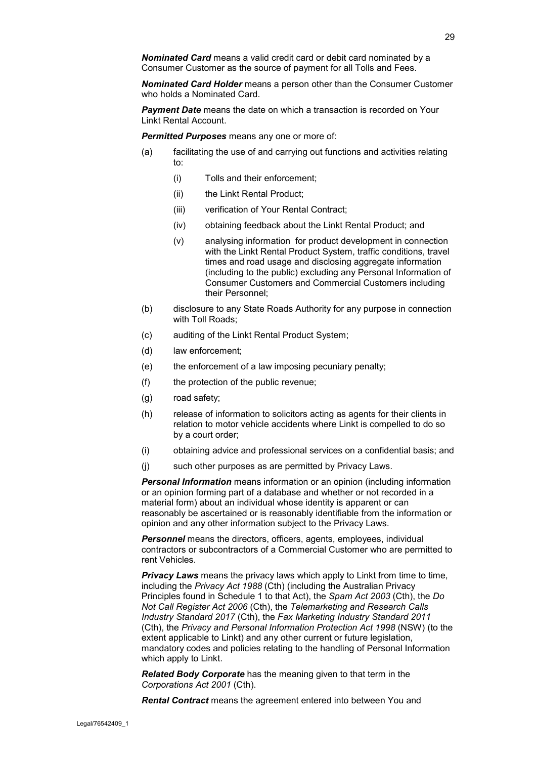***Nominated Card*** means a valid credit card or debit card nominated by a Consumer Customer as the source of payment for all Tolls and Fees.

***Nominated Card Holder*** means a person other than the Consumer Customer who holds a Nominated Card.

***Payment Date*** means the date on which a transaction is recorded on Your Linkt Rental Account.

***Permitted Purposes*** means any one or more of:

(a) facilitating the use of and carrying out functions and activities relating to:

  (i) Tolls and their enforcement;

  (ii) the Linkt Rental Product;

  (iii) verification of Your Rental Contract;

  (iv) obtaining feedback about the Linkt Rental Product; and

  (v) analysing information for product development in connection with the Linkt Rental Product System, traffic conditions, travel times and road usage and disclosing aggregate information (including to the public) excluding any Personal Information of Consumer Customers and Commercial Customers including their Personnel;

(b) disclosure to any State Roads Authority for any purpose in connection with Toll Roads;

(c) auditing of the Linkt Rental Product System;

(d) law enforcement;

(e) the enforcement of a law imposing pecuniary penalty;

(f) the protection of the public revenue;

(g) road safety;

(h) release of information to solicitors acting as agents for their clients in relation to motor vehicle accidents where Linkt is compelled to do so by a court order;

(i) obtaining advice and professional services on a confidential basis; and

(j) such other purposes as are permitted by Privacy Laws.

***Personal Information*** means information or an opinion (including information or an opinion forming part of a database and whether or not recorded in a material form) about an individual whose identity is apparent or can reasonably be ascertained or is reasonably identifiable from the information or opinion and any other information subject to the Privacy Laws.

***Personnel*** means the directors, officers, agents, employees, individual contractors or subcontractors of a Commercial Customer who are permitted to rent Vehicles.

***Privacy Laws*** means the privacy laws which apply to Linkt from time to time, including the *Privacy Act 1988* (Cth) (including the Australian Privacy Principles found in Schedule 1 to that Act), the *Spam Act 2003* (Cth), the *Do Not Call Register Act 2006* (Cth), the *Telemarketing and Research Calls Industry Standard 2017* (Cth), the *Fax Marketing Industry Standard 2011* (Cth), the *Privacy and Personal Information Protection Act 1998* (NSW) (to the extent applicable to Linkt) and any other current or future legislation, mandatory codes and policies relating to the handling of Personal Information which apply to Linkt.

***Related Body Corporate*** has the meaning given to that term in the *Corporations Act 2001* (Cth).

***Rental Contract*** means the agreement entered into between You and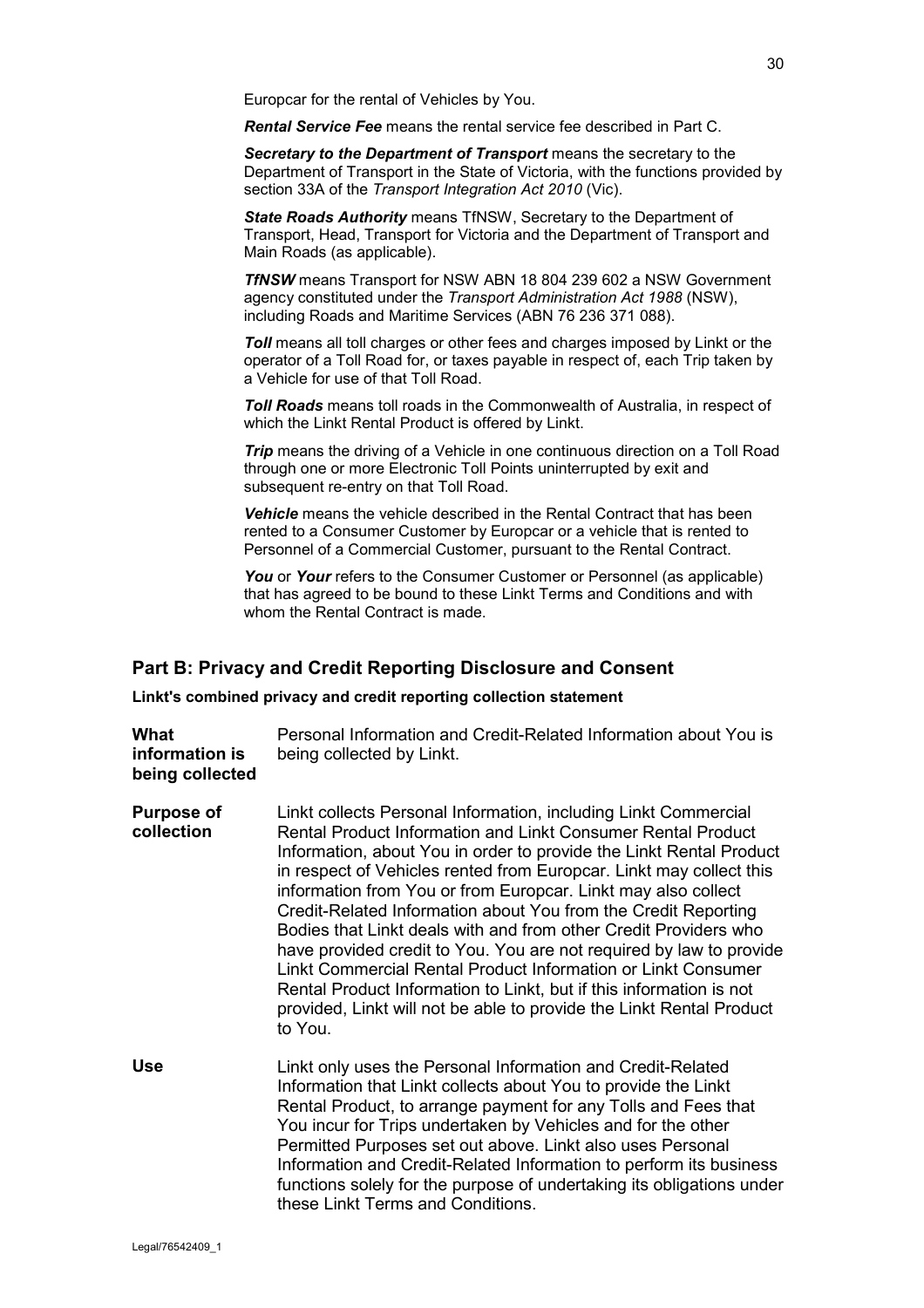Europcar for the rental of Vehicles by You.

***Rental Service Fee*** means the rental service fee described in Part C.

***Secretary to the Department of Transport*** means the secretary to the Department of Transport in the State of Victoria, with the functions provided by section 33A of the *Transport Integration Act 2010* (Vic).

***State Roads Authority*** means TfNSW, Secretary to the Department of Transport, Head, Transport for Victoria and the Department of Transport and Main Roads (as applicable).

***TfNSW*** means Transport for NSW ABN 18 804 239 602 a NSW Government agency constituted under the *Transport Administration Act 1988* (NSW), including Roads and Maritime Services (ABN 76 236 371 088).

***Toll*** means all toll charges or other fees and charges imposed by Linkt or the operator of a Toll Road for, or taxes payable in respect of, each Trip taken by a Vehicle for use of that Toll Road.

***Toll Roads*** means toll roads in the Commonwealth of Australia, in respect of which the Linkt Rental Product is offered by Linkt.

***Trip*** means the driving of a Vehicle in one continuous direction on a Toll Road through one or more Electronic Toll Points uninterrupted by exit and subsequent re-entry on that Toll Road.

***Vehicle*** means the vehicle described in the Rental Contract that has been rented to a Consumer Customer by Europcar or a vehicle that is rented to Personnel of a Commercial Customer, pursuant to the Rental Contract.

***You*** or ***Your*** refers to the Consumer Customer or Personnel (as applicable) that has agreed to be bound to these Linkt Terms and Conditions and with whom the Rental Contract is made.

## Part B: Privacy and Credit Reporting Disclosure and Consent

**Linkt's combined privacy and credit reporting collection statement**

**What information is being collected**

Personal Information and Credit-Related Information about You is being collected by Linkt.

**Purpose of collection**

Linkt collects Personal Information, including Linkt Commercial Rental Product Information and Linkt Consumer Rental Product Information, about You in order to provide the Linkt Rental Product in respect of Vehicles rented from Europcar. Linkt may collect this information from You or from Europcar. Linkt may also collect Credit-Related Information about You from the Credit Reporting Bodies that Linkt deals with and from other Credit Providers who have provided credit to You. You are not required by law to provide Linkt Commercial Rental Product Information or Linkt Consumer Rental Product Information to Linkt, but if this information is not provided, Linkt will not be able to provide the Linkt Rental Product to You.

**Use**

Linkt only uses the Personal Information and Credit-Related Information that Linkt collects about You to provide the Linkt Rental Product, to arrange payment for any Tolls and Fees that You incur for Trips undertaken by Vehicles and for the other Permitted Purposes set out above. Linkt also uses Personal Information and Credit-Related Information to perform its business functions solely for the purpose of undertaking its obligations under these Linkt Terms and Conditions.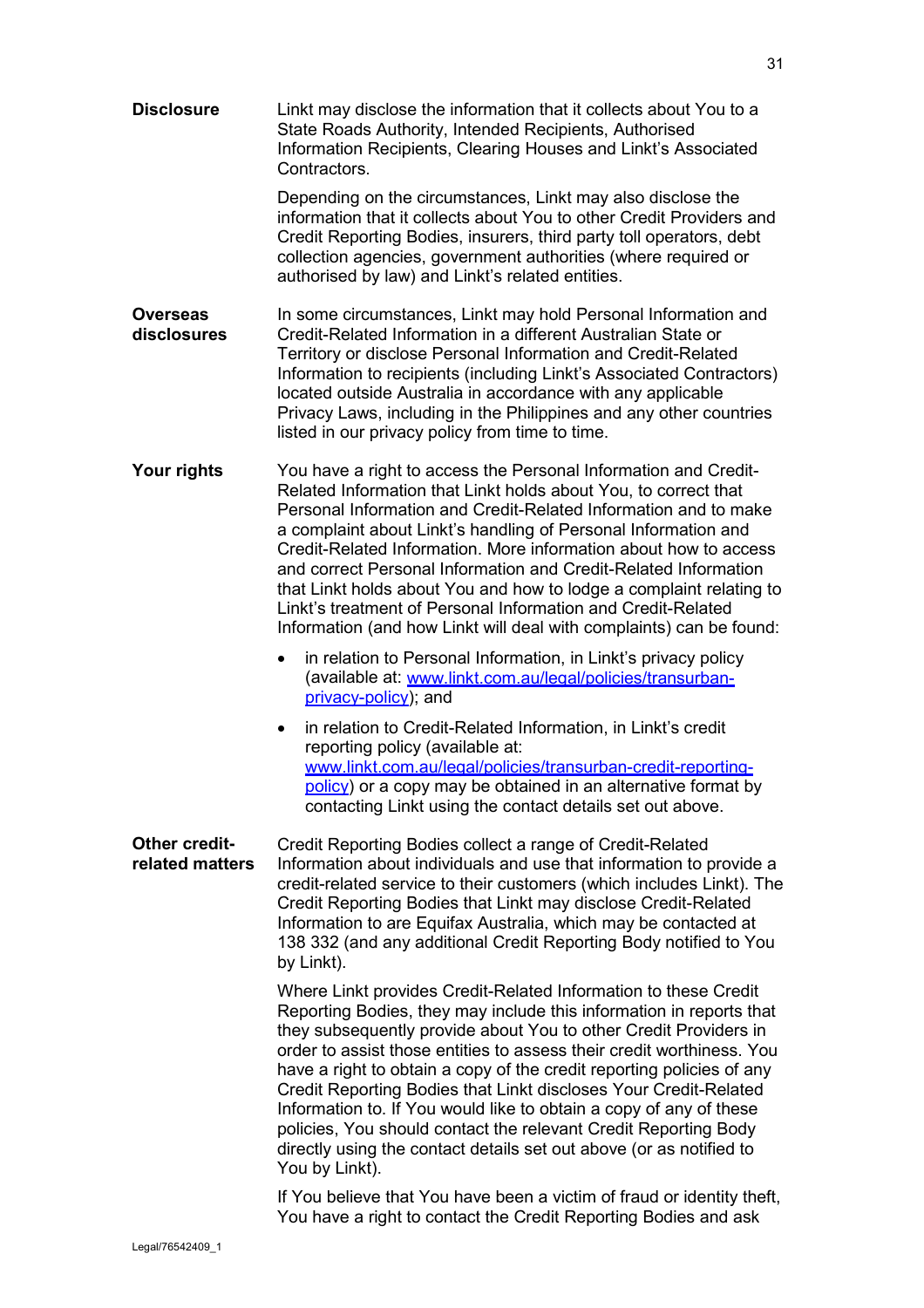**Disclosure**

Linkt may disclose the information that it collects about You to a State Roads Authority, Intended Recipients, Authorised Information Recipients, Clearing Houses and Linkt's Associated Contractors.

Depending on the circumstances, Linkt may also disclose the information that it collects about You to other Credit Providers and Credit Reporting Bodies, insurers, third party toll operators, debt collection agencies, government authorities (where required or authorised by law) and Linkt's related entities.

**Overseas disclosures**

In some circumstances, Linkt may hold Personal Information and Credit-Related Information in a different Australian State or Territory or disclose Personal Information and Credit-Related Information to recipients (including Linkt's Associated Contractors) located outside Australia in accordance with any applicable Privacy Laws, including in the Philippines and any other countries listed in our privacy policy from time to time.

**Your rights**

You have a right to access the Personal Information and Credit-Related Information that Linkt holds about You, to correct that Personal Information and Credit-Related Information and to make a complaint about Linkt's handling of Personal Information and Credit-Related Information. More information about how to access and correct Personal Information and Credit-Related Information that Linkt holds about You and how to lodge a complaint relating to Linkt's treatment of Personal Information and Credit-Related Information (and how Linkt will deal with complaints) can be found:

- in relation to Personal Information, in Linkt's privacy policy (available at: [www.linkt.com.au/legal/policies/transurban-privacy-policy](www.linkt.com.au/legal/policies/transurban-privacy-policy)); and
- in relation to Credit-Related Information, in Linkt's credit reporting policy (available at: [www.linkt.com.au/legal/policies/transurban-credit-reporting-policy](www.linkt.com.au/legal/policies/transurban-credit-reporting-policy)) or a copy may be obtained in an alternative format by contacting Linkt using the contact details set out above.

**Other credit-related matters**

Credit Reporting Bodies collect a range of Credit-Related Information about individuals and use that information to provide a credit-related service to their customers (which includes Linkt). The Credit Reporting Bodies that Linkt may disclose Credit-Related Information to are Equifax Australia, which may be contacted at 138 332 (and any additional Credit Reporting Body notified to You by Linkt).

Where Linkt provides Credit-Related Information to these Credit Reporting Bodies, they may include this information in reports that they subsequently provide about You to other Credit Providers in order to assist those entities to assess their credit worthiness. You have a right to obtain a copy of the credit reporting policies of any Credit Reporting Bodies that Linkt discloses Your Credit-Related Information to. If You would like to obtain a copy of any of these policies, You should contact the relevant Credit Reporting Body directly using the contact details set out above (or as notified to You by Linkt).

If You believe that You have been a victim of fraud or identity theft, You have a right to contact the Credit Reporting Bodies and ask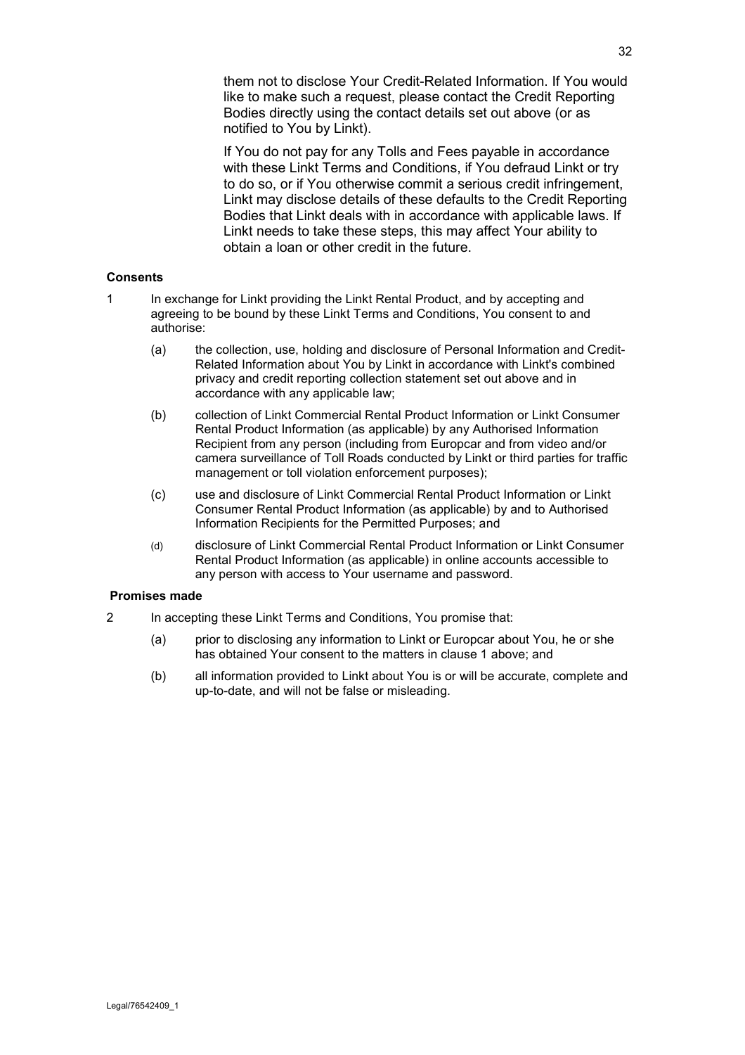them not to disclose Your Credit-Related Information. If You would like to make such a request, please contact the Credit Reporting Bodies directly using the contact details set out above (or as notified to You by Linkt).

If You do not pay for any Tolls and Fees payable in accordance with these Linkt Terms and Conditions, if You defraud Linkt or try to do so, or if You otherwise commit a serious credit infringement, Linkt may disclose details of these defaults to the Credit Reporting Bodies that Linkt deals with in accordance with applicable laws. If Linkt needs to take these steps, this may affect Your ability to obtain a loan or other credit in the future.

**Consents**

1 In exchange for Linkt providing the Linkt Rental Product, and by accepting and agreeing to be bound by these Linkt Terms and Conditions, You consent to and authorise:

(a) the collection, use, holding and disclosure of Personal Information and Credit-Related Information about You by Linkt in accordance with Linkt's combined privacy and credit reporting collection statement set out above and in accordance with any applicable law;

(b) collection of Linkt Commercial Rental Product Information or Linkt Consumer Rental Product Information (as applicable) by any Authorised Information Recipient from any person (including from Europcar and from video and/or camera surveillance of Toll Roads conducted by Linkt or third parties for traffic management or toll violation enforcement purposes);

(c) use and disclosure of Linkt Commercial Rental Product Information or Linkt Consumer Rental Product Information (as applicable) by and to Authorised Information Recipients for the Permitted Purposes; and

(d) disclosure of Linkt Commercial Rental Product Information or Linkt Consumer Rental Product Information (as applicable) in online accounts accessible to any person with access to Your username and password.

**Promises made**

2 In accepting these Linkt Terms and Conditions, You promise that:

(a) prior to disclosing any information to Linkt or Europcar about You, he or she has obtained Your consent to the matters in clause 1 above; and

(b) all information provided to Linkt about You is or will be accurate, complete and up-to-date, and will not be false or misleading.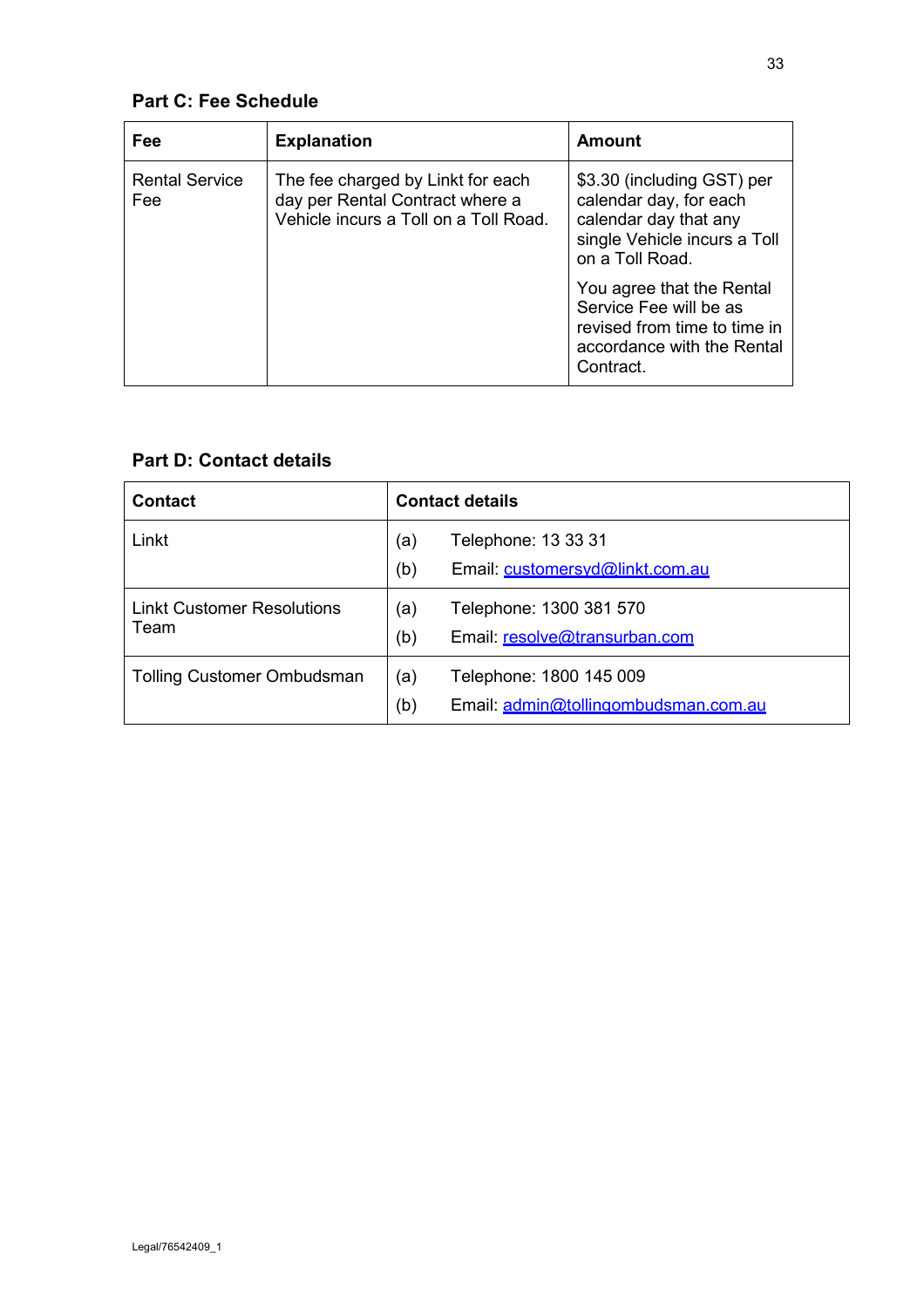## Part C: Fee Schedule

| Fee | Explanation | Amount |
|---|---|---|
| Rental Service Fee | The fee charged by Linkt for each day per Rental Contract where a Vehicle incurs a Toll on a Toll Road. | $3.30 (including GST) per calendar day, for each calendar day that any single Vehicle incurs a Toll on a Toll Road.<br><br>You agree that the Rental Service Fee will be as revised from time to time in accordance with the Rental Contract. |

## Part D: Contact details

| Contact | Contact details |
|---|---|
| Linkt | (a) Telephone: 13 33 31<br>(b) Email: customersyd@linkt.com.au |
| Linkt Customer Resolutions Team | (a) Telephone: 1300 381 570<br>(b) Email: resolve@transurban.com |
| Tolling Customer Ombudsman | (a) Telephone: 1800 145 009<br>(b) Email: admin@tollingombudsman.com.au |

Legal/76542409_1